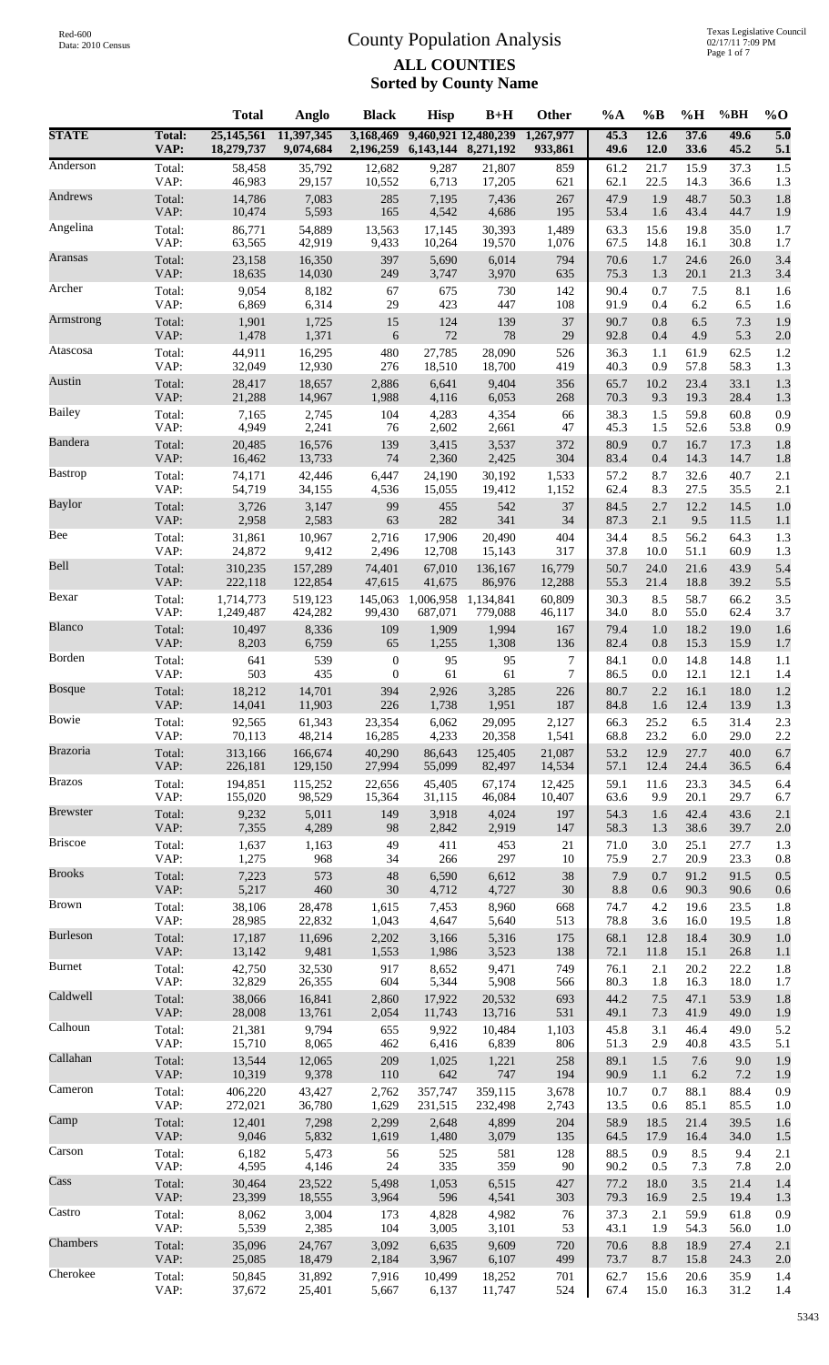Red-600
Data: 2010 Census

# County Population Analysis

## ALL COUNTIES
### Sorted by County Name

Texas Legislative Council
02/17/11 7:09 PM

| | | Total | Anglo | Black | Hisp | B+H | Other | %A | %B | %H | %BH | %O |
|---|---|---|---|---|---|---|---|---|---|---|---|---|
| **STATE** | **Total:** | **25,145,561** | **11,397,345** | **3,168,469** | **9,460,921** | **12,480,239** | **1,267,977** | **45.3** | **12.6** | **37.6** | **49.6** | **5.0** |
| | **VAP:** | **18,279,737** | **9,074,684** | **2,196,259** | **6,143,144** | **8,271,192** | **933,861** | **49.6** | **12.0** | **33.6** | **45.2** | **5.1** |
| Anderson | Total: | 58,458 | 35,792 | 12,682 | 9,287 | 21,807 | 859 | 61.2 | 21.7 | 15.9 | 37.3 | 1.5 |
| | VAP: | 46,983 | 29,157 | 10,552 | 6,713 | 17,205 | 621 | 62.1 | 22.5 | 14.3 | 36.6 | 1.3 |
| Andrews | Total: | 14,786 | 7,083 | 285 | 7,195 | 7,436 | 267 | 47.9 | 1.9 | 48.7 | 50.3 | 1.8 |
| | VAP: | 10,474 | 5,593 | 165 | 4,542 | 4,686 | 195 | 53.4 | 1.6 | 43.4 | 44.7 | 1.9 |
| Angelina | Total: | 86,771 | 54,889 | 13,563 | 17,145 | 30,393 | 1,489 | 63.3 | 15.6 | 19.8 | 35.0 | 1.7 |
| | VAP: | 63,565 | 42,919 | 9,433 | 10,264 | 19,570 | 1,076 | 67.5 | 14.8 | 16.1 | 30.8 | 1.7 |
| Aransas | Total: | 23,158 | 16,350 | 397 | 5,690 | 6,014 | 794 | 70.6 | 1.7 | 24.6 | 26.0 | 3.4 |
| | VAP: | 18,635 | 14,030 | 249 | 3,747 | 3,970 | 635 | 75.3 | 1.3 | 20.1 | 21.3 | 3.4 |
| Archer | Total: | 9,054 | 8,182 | 67 | 675 | 730 | 142 | 90.4 | 0.7 | 7.5 | 8.1 | 1.6 |
| | VAP: | 6,869 | 6,314 | 29 | 423 | 447 | 108 | 91.9 | 0.4 | 6.2 | 6.5 | 1.6 |
| Armstrong | Total: | 1,901 | 1,725 | 15 | 124 | 139 | 37 | 90.7 | 0.8 | 6.5 | 7.3 | 1.9 |
| | VAP: | 1,478 | 1,371 | 6 | 72 | 78 | 29 | 92.8 | 0.4 | 4.9 | 5.3 | 2.0 |
| Atascosa | Total: | 44,911 | 16,295 | 480 | 27,785 | 28,090 | 526 | 36.3 | 1.1 | 61.9 | 62.5 | 1.2 |
| | VAP: | 32,049 | 12,930 | 276 | 18,510 | 18,700 | 419 | 40.3 | 0.9 | 57.8 | 58.3 | 1.3 |
| Austin | Total: | 28,417 | 18,657 | 2,886 | 6,641 | 9,404 | 356 | 65.7 | 10.2 | 23.4 | 33.1 | 1.3 |
| | VAP: | 21,288 | 14,967 | 1,988 | 4,116 | 6,053 | 268 | 70.3 | 9.3 | 19.3 | 28.4 | 1.3 |
| Bailey | Total: | 7,165 | 2,745 | 104 | 4,283 | 4,354 | 66 | 38.3 | 1.5 | 59.8 | 60.8 | 0.9 |
| | VAP: | 4,949 | 2,241 | 76 | 2,602 | 2,661 | 47 | 45.3 | 1.5 | 52.6 | 53.8 | 0.9 |
| Bandera | Total: | 20,485 | 16,576 | 139 | 3,415 | 3,537 | 372 | 80.9 | 0.7 | 16.7 | 17.3 | 1.8 |
| | VAP: | 16,462 | 13,733 | 74 | 2,360 | 2,425 | 304 | 83.4 | 0.4 | 14.3 | 14.7 | 1.8 |
| Bastrop | Total: | 74,171 | 42,446 | 6,447 | 24,190 | 30,192 | 1,533 | 57.2 | 8.7 | 32.6 | 40.7 | 2.1 |
| | VAP: | 54,719 | 34,155 | 4,536 | 15,055 | 19,412 | 1,152 | 62.4 | 8.3 | 27.5 | 35.5 | 2.1 |
| Baylor | Total: | 3,726 | 3,147 | 99 | 455 | 542 | 37 | 84.5 | 2.7 | 12.2 | 14.5 | 1.0 |
| | VAP: | 2,958 | 2,583 | 63 | 282 | 341 | 34 | 87.3 | 2.1 | 9.5 | 11.5 | 1.1 |
| Bee | Total: | 31,861 | 10,967 | 2,716 | 17,906 | 20,490 | 404 | 34.4 | 8.5 | 56.2 | 64.3 | 1.3 |
| | VAP: | 24,872 | 9,412 | 2,496 | 12,708 | 15,143 | 317 | 37.8 | 10.0 | 51.1 | 60.9 | 1.3 |
| Bell | Total: | 310,235 | 157,289 | 74,401 | 67,010 | 136,167 | 16,779 | 50.7 | 24.0 | 21.6 | 43.9 | 5.4 |
| | VAP: | 222,118 | 122,854 | 47,615 | 41,675 | 86,976 | 12,288 | 55.3 | 21.4 | 18.8 | 39.2 | 5.5 |
| Bexar | Total: | 1,714,773 | 519,123 | 145,063 | 1,006,958 | 1,134,841 | 60,809 | 30.3 | 8.5 | 58.7 | 66.2 | 3.5 |
| | VAP: | 1,249,487 | 424,282 | 99,430 | 687,071 | 779,088 | 46,117 | 34.0 | 8.0 | 55.0 | 62.4 | 3.7 |
| Blanco | Total: | 10,497 | 8,336 | 109 | 1,909 | 1,994 | 167 | 79.4 | 1.0 | 18.2 | 19.0 | 1.6 |
| | VAP: | 8,203 | 6,759 | 65 | 1,255 | 1,308 | 136 | 82.4 | 0.8 | 15.3 | 15.9 | 1.7 |
| Borden | Total: | 641 | 539 | 0 | 95 | 95 | 7 | 84.1 | 0.0 | 14.8 | 14.8 | 1.1 |
| | VAP: | 503 | 435 | 0 | 61 | 61 | 7 | 86.5 | 0.0 | 12.1 | 12.1 | 1.4 |
| Bosque | Total: | 18,212 | 14,701 | 394 | 2,926 | 3,285 | 226 | 80.7 | 2.2 | 16.1 | 18.0 | 1.2 |
| | VAP: | 14,041 | 11,903 | 226 | 1,738 | 1,951 | 187 | 84.8 | 1.6 | 12.4 | 13.9 | 1.3 |
| Bowie | Total: | 92,565 | 61,343 | 23,354 | 6,062 | 29,095 | 2,127 | 66.3 | 25.2 | 6.5 | 31.4 | 2.3 |
| | VAP: | 70,113 | 48,214 | 16,285 | 4,233 | 20,358 | 1,541 | 68.8 | 23.2 | 6.0 | 29.0 | 2.2 |
| Brazoria | Total: | 313,166 | 166,674 | 40,290 | 86,643 | 125,405 | 21,087 | 53.2 | 12.9 | 27.7 | 40.0 | 6.7 |
| | VAP: | 226,181 | 129,150 | 27,994 | 55,099 | 82,497 | 14,534 | 57.1 | 12.4 | 24.4 | 36.5 | 6.4 |
| Brazos | Total: | 194,851 | 115,252 | 22,656 | 45,405 | 67,174 | 12,425 | 59.1 | 11.6 | 23.3 | 34.5 | 6.4 |
| | VAP: | 155,020 | 98,529 | 15,364 | 31,115 | 46,084 | 10,407 | 63.6 | 9.9 | 20.1 | 29.7 | 6.7 |
| Brewster | Total: | 9,232 | 5,011 | 149 | 3,918 | 4,024 | 197 | 54.3 | 1.6 | 42.4 | 43.6 | 2.1 |
| | VAP: | 7,355 | 4,289 | 98 | 2,842 | 2,919 | 147 | 58.3 | 1.3 | 38.6 | 39.7 | 2.0 |
| Briscoe | Total: | 1,637 | 1,163 | 49 | 411 | 453 | 21 | 71.0 | 3.0 | 25.1 | 27.7 | 1.3 |
| | VAP: | 1,275 | 968 | 34 | 266 | 297 | 10 | 75.9 | 2.7 | 20.9 | 23.3 | 0.8 |
| Brooks | Total: | 7,223 | 573 | 48 | 6,590 | 6,612 | 38 | 7.9 | 0.7 | 91.2 | 91.5 | 0.5 |
| | VAP: | 5,217 | 460 | 30 | 4,712 | 4,727 | 30 | 8.8 | 0.6 | 90.3 | 90.6 | 0.6 |
| Brown | Total: | 38,106 | 28,478 | 1,615 | 7,453 | 8,960 | 668 | 74.7 | 4.2 | 19.6 | 23.5 | 1.8 |
| | VAP: | 28,985 | 22,832 | 1,043 | 4,647 | 5,640 | 513 | 78.8 | 3.6 | 16.0 | 19.5 | 1.8 |
| Burleson | Total: | 17,187 | 11,696 | 2,202 | 3,166 | 5,316 | 175 | 68.1 | 12.8 | 18.4 | 30.9 | 1.0 |
| | VAP: | 13,142 | 9,481 | 1,553 | 1,986 | 3,523 | 138 | 72.1 | 11.8 | 15.1 | 26.8 | 1.1 |
| Burnet | Total: | 42,750 | 32,530 | 917 | 8,652 | 9,471 | 749 | 76.1 | 2.1 | 20.2 | 22.2 | 1.8 |
| | VAP: | 32,829 | 26,355 | 604 | 5,344 | 5,908 | 566 | 80.3 | 1.8 | 16.3 | 18.0 | 1.7 |
| Caldwell | Total: | 38,066 | 16,841 | 2,860 | 17,922 | 20,532 | 693 | 44.2 | 7.5 | 47.1 | 53.9 | 1.8 |
| | VAP: | 28,008 | 13,761 | 2,054 | 11,743 | 13,716 | 531 | 49.1 | 7.3 | 41.9 | 49.0 | 1.9 |
| Calhoun | Total: | 21,381 | 9,794 | 655 | 9,922 | 10,484 | 1,103 | 45.8 | 3.1 | 46.4 | 49.0 | 5.2 |
| | VAP: | 15,710 | 8,065 | 462 | 6,416 | 6,839 | 806 | 51.3 | 2.9 | 40.8 | 43.5 | 5.1 |
| Callahan | Total: | 13,544 | 12,065 | 209 | 1,025 | 1,221 | 258 | 89.1 | 1.5 | 7.6 | 9.0 | 1.9 |
| | VAP: | 10,319 | 9,378 | 110 | 642 | 747 | 194 | 90.9 | 1.1 | 6.2 | 7.2 | 1.9 |
| Cameron | Total: | 406,220 | 43,427 | 2,762 | 357,747 | 359,115 | 3,678 | 10.7 | 0.7 | 88.1 | 88.4 | 0.9 |
| | VAP: | 272,021 | 36,780 | 1,629 | 231,515 | 232,498 | 2,743 | 13.5 | 0.6 | 85.1 | 85.5 | 1.0 |
| Camp | Total: | 12,401 | 7,298 | 2,299 | 2,648 | 4,899 | 204 | 58.9 | 18.5 | 21.4 | 39.5 | 1.6 |
| | VAP: | 9,046 | 5,832 | 1,619 | 1,480 | 3,079 | 135 | 64.5 | 17.9 | 16.4 | 34.0 | 1.5 |
| Carson | Total: | 6,182 | 5,473 | 56 | 525 | 581 | 128 | 88.5 | 0.9 | 8.5 | 9.4 | 2.1 |
| | VAP: | 4,595 | 4,146 | 24 | 335 | 359 | 90 | 90.2 | 0.5 | 7.3 | 7.8 | 2.0 |
| Cass | Total: | 30,464 | 23,522 | 5,498 | 1,053 | 6,515 | 427 | 77.2 | 18.0 | 3.5 | 21.4 | 1.4 |
| | VAP: | 23,399 | 18,555 | 3,964 | 596 | 4,541 | 303 | 79.3 | 16.9 | 2.5 | 19.4 | 1.3 |
| Castro | Total: | 8,062 | 3,004 | 173 | 4,828 | 4,982 | 76 | 37.3 | 2.1 | 59.9 | 61.8 | 0.9 |
| | VAP: | 5,539 | 2,385 | 104 | 3,005 | 3,101 | 53 | 43.1 | 1.9 | 54.3 | 56.0 | 1.0 |
| Chambers | Total: | 35,096 | 24,767 | 3,092 | 6,635 | 9,609 | 720 | 70.6 | 8.8 | 18.9 | 27.4 | 2.1 |
| | VAP: | 25,085 | 18,479 | 2,184 | 3,967 | 6,107 | 499 | 73.7 | 8.7 | 15.8 | 24.3 | 2.0 |
| Cherokee | Total: | 50,845 | 31,892 | 7,916 | 10,499 | 18,252 | 701 | 62.7 | 15.6 | 20.6 | 35.9 | 1.4 |
| | VAP: | 37,672 | 25,401 | 5,667 | 6,137 | 11,747 | 524 | 67.4 | 15.0 | 16.3 | 31.2 | 1.4 |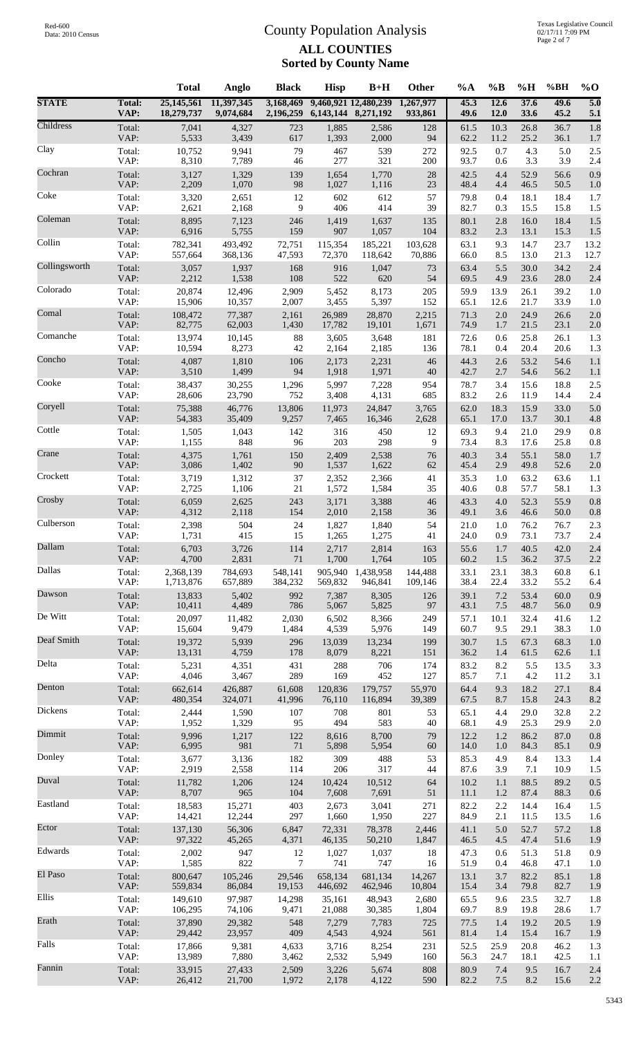# County Population Analysis

## ALL COUNTIES

### Sorted by County Name

Red-600
Data: 2010 Census

Texas Legislative Council
02/17/11 7:09 PM

| | | Total | Anglo | Black | Hisp | B+H | Other | %A | %B | %H | %BH | %O |
|---|---|---|---|---|---|---|---|---|---|---|---|---|
| **STATE** | **Total:** | **25,145,561** | **11,397,345** | **3,168,469** | **9,460,921** | **12,480,239** | **1,267,977** | **45.3** | **12.6** | **37.6** | **49.6** | **5.0** |
| | **VAP:** | **18,279,737** | **9,074,684** | **2,196,259** | **6,143,144** | **8,271,192** | **933,861** | **49.6** | **12.0** | **33.6** | **45.2** | **5.1** |
| Childress | Total: | 7,041 | 4,327 | 723 | 1,885 | 2,586 | 128 | 61.5 | 10.3 | 26.8 | 36.7 | 1.8 |
| | VAP: | 5,533 | 3,439 | 617 | 1,393 | 2,000 | 94 | 62.2 | 11.2 | 25.2 | 36.1 | 1.7 |
| Clay | Total: | 10,752 | 9,941 | 79 | 467 | 539 | 272 | 92.5 | 0.7 | 4.3 | 5.0 | 2.5 |
| | VAP: | 8,310 | 7,789 | 46 | 277 | 321 | 200 | 93.7 | 0.6 | 3.3 | 3.9 | 2.4 |
| Cochran | Total: | 3,127 | 1,329 | 139 | 1,654 | 1,770 | 28 | 42.5 | 4.4 | 52.9 | 56.6 | 0.9 |
| | VAP: | 2,209 | 1,070 | 98 | 1,027 | 1,116 | 23 | 48.4 | 4.4 | 46.5 | 50.5 | 1.0 |
| Coke | Total: | 3,320 | 2,651 | 12 | 602 | 612 | 57 | 79.8 | 0.4 | 18.1 | 18.4 | 1.7 |
| | VAP: | 2,621 | 2,168 | 9 | 406 | 414 | 39 | 82.7 | 0.3 | 15.5 | 15.8 | 1.5 |
| Coleman | Total: | 8,895 | 7,123 | 246 | 1,419 | 1,637 | 135 | 80.1 | 2.8 | 16.0 | 18.4 | 1.5 |
| | VAP: | 6,916 | 5,755 | 159 | 907 | 1,057 | 104 | 83.2 | 2.3 | 13.1 | 15.3 | 1.5 |
| Collin | Total: | 782,341 | 493,492 | 72,751 | 115,354 | 185,221 | 103,628 | 63.1 | 9.3 | 14.7 | 23.7 | 13.2 |
| | VAP: | 557,664 | 368,136 | 47,593 | 72,370 | 118,642 | 70,886 | 66.0 | 8.5 | 13.0 | 21.3 | 12.7 |
| Collingsworth | Total: | 3,057 | 1,937 | 168 | 916 | 1,047 | 73 | 63.4 | 5.5 | 30.0 | 34.2 | 2.4 |
| | VAP: | 2,212 | 1,538 | 108 | 522 | 620 | 54 | 69.5 | 4.9 | 23.6 | 28.0 | 2.4 |
| Colorado | Total: | 20,874 | 12,496 | 2,909 | 5,452 | 8,173 | 205 | 59.9 | 13.9 | 26.1 | 39.2 | 1.0 |
| | VAP: | 15,906 | 10,357 | 2,007 | 3,455 | 5,397 | 152 | 65.1 | 12.6 | 21.7 | 33.9 | 1.0 |
| Comal | Total: | 108,472 | 77,387 | 2,161 | 26,989 | 28,870 | 2,215 | 71.3 | 2.0 | 24.9 | 26.6 | 2.0 |
| | VAP: | 82,775 | 62,003 | 1,430 | 17,782 | 19,101 | 1,671 | 74.9 | 1.7 | 21.5 | 23.1 | 2.0 |
| Comanche | Total: | 13,974 | 10,145 | 88 | 3,605 | 3,648 | 181 | 72.6 | 0.6 | 25.8 | 26.1 | 1.3 |
| | VAP: | 10,594 | 8,273 | 42 | 2,164 | 2,185 | 136 | 78.1 | 0.4 | 20.4 | 20.6 | 1.3 |
| Concho | Total: | 4,087 | 1,810 | 106 | 2,173 | 2,231 | 46 | 44.3 | 2.6 | 53.2 | 54.6 | 1.1 |
| | VAP: | 3,510 | 1,499 | 94 | 1,918 | 1,971 | 40 | 42.7 | 2.7 | 54.6 | 56.2 | 1.1 |
| Cooke | Total: | 38,437 | 30,255 | 1,296 | 5,997 | 7,228 | 954 | 78.7 | 3.4 | 15.6 | 18.8 | 2.5 |
| | VAP: | 28,606 | 23,790 | 752 | 3,408 | 4,131 | 685 | 83.2 | 2.6 | 11.9 | 14.4 | 2.4 |
| Coryell | Total: | 75,388 | 46,776 | 13,806 | 11,973 | 24,847 | 3,765 | 62.0 | 18.3 | 15.9 | 33.0 | 5.0 |
| | VAP: | 54,383 | 35,409 | 9,257 | 7,465 | 16,346 | 2,628 | 65.1 | 17.0 | 13.7 | 30.1 | 4.8 |
| Cottle | Total: | 1,505 | 1,043 | 142 | 316 | 450 | 12 | 69.3 | 9.4 | 21.0 | 29.9 | 0.8 |
| | VAP: | 1,155 | 848 | 96 | 203 | 298 | 9 | 73.4 | 8.3 | 17.6 | 25.8 | 0.8 |
| Crane | Total: | 4,375 | 1,761 | 150 | 2,409 | 2,538 | 76 | 40.3 | 3.4 | 55.1 | 58.0 | 1.7 |
| | VAP: | 3,086 | 1,402 | 90 | 1,537 | 1,622 | 62 | 45.4 | 2.9 | 49.8 | 52.6 | 2.0 |
| Crockett | Total: | 3,719 | 1,312 | 37 | 2,352 | 2,366 | 41 | 35.3 | 1.0 | 63.2 | 63.6 | 1.1 |
| | VAP: | 2,725 | 1,106 | 21 | 1,572 | 1,584 | 35 | 40.6 | 0.8 | 57.7 | 58.1 | 1.3 |
| Crosby | Total: | 6,059 | 2,625 | 243 | 3,171 | 3,388 | 46 | 43.3 | 4.0 | 52.3 | 55.9 | 0.8 |
| | VAP: | 4,312 | 2,118 | 154 | 2,010 | 2,158 | 36 | 49.1 | 3.6 | 46.6 | 50.0 | 0.8 |
| Culberson | Total: | 2,398 | 504 | 24 | 1,827 | 1,840 | 54 | 21.0 | 1.0 | 76.2 | 76.7 | 2.3 |
| | VAP: | 1,731 | 415 | 15 | 1,265 | 1,275 | 41 | 24.0 | 0.9 | 73.1 | 73.7 | 2.4 |
| Dallam | Total: | 6,703 | 3,726 | 114 | 2,717 | 2,814 | 163 | 55.6 | 1.7 | 40.5 | 42.0 | 2.4 |
| | VAP: | 4,700 | 2,831 | 71 | 1,700 | 1,764 | 105 | 60.2 | 1.5 | 36.2 | 37.5 | 2.2 |
| Dallas | Total: | 2,368,139 | 784,693 | 548,141 | 905,940 | 1,438,958 | 144,488 | 33.1 | 23.1 | 38.3 | 60.8 | 6.1 |
| | VAP: | 1,713,876 | 657,889 | 384,232 | 569,832 | 946,841 | 109,146 | 38.4 | 22.4 | 33.2 | 55.2 | 6.4 |
| Dawson | Total: | 13,833 | 5,402 | 992 | 7,387 | 8,305 | 126 | 39.1 | 7.2 | 53.4 | 60.0 | 0.9 |
| | VAP: | 10,411 | 4,489 | 786 | 5,067 | 5,825 | 97 | 43.1 | 7.5 | 48.7 | 56.0 | 0.9 |
| De Witt | Total: | 20,097 | 11,482 | 2,030 | 6,502 | 8,366 | 249 | 57.1 | 10.1 | 32.4 | 41.6 | 1.2 |
| | VAP: | 15,604 | 9,479 | 1,484 | 4,539 | 5,976 | 149 | 60.7 | 9.5 | 29.1 | 38.3 | 1.0 |
| Deaf Smith | Total: | 19,372 | 5,939 | 296 | 13,039 | 13,234 | 199 | 30.7 | 1.5 | 67.3 | 68.3 | 1.0 |
| | VAP: | 13,131 | 4,759 | 178 | 8,079 | 8,221 | 151 | 36.2 | 1.4 | 61.5 | 62.6 | 1.1 |
| Delta | Total: | 5,231 | 4,351 | 431 | 288 | 706 | 174 | 83.2 | 8.2 | 5.5 | 13.5 | 3.3 |
| | VAP: | 4,046 | 3,467 | 289 | 169 | 452 | 127 | 85.7 | 7.1 | 4.2 | 11.2 | 3.1 |
| Denton | Total: | 662,614 | 426,887 | 61,608 | 120,836 | 179,757 | 55,970 | 64.4 | 9.3 | 18.2 | 27.1 | 8.4 |
| | VAP: | 480,354 | 324,071 | 41,996 | 76,110 | 116,894 | 39,389 | 67.5 | 8.7 | 15.8 | 24.3 | 8.2 |
| Dickens | Total: | 2,444 | 1,590 | 107 | 708 | 801 | 53 | 65.1 | 4.4 | 29.0 | 32.8 | 2.2 |
| | VAP: | 1,952 | 1,329 | 95 | 494 | 583 | 40 | 68.1 | 4.9 | 25.3 | 29.9 | 2.0 |
| Dimmit | Total: | 9,996 | 1,217 | 122 | 8,616 | 8,700 | 79 | 12.2 | 1.2 | 86.2 | 87.0 | 0.8 |
| | VAP: | 6,995 | 981 | 71 | 5,898 | 5,954 | 60 | 14.0 | 1.0 | 84.3 | 85.1 | 0.9 |
| Donley | Total: | 3,677 | 3,136 | 182 | 309 | 488 | 53 | 85.3 | 4.9 | 8.4 | 13.3 | 1.4 |
| | VAP: | 2,919 | 2,558 | 114 | 206 | 317 | 44 | 87.6 | 3.9 | 7.1 | 10.9 | 1.5 |
| Duval | Total: | 11,782 | 1,206 | 124 | 10,424 | 10,512 | 64 | 10.2 | 1.1 | 88.5 | 89.2 | 0.5 |
| | VAP: | 8,707 | 965 | 104 | 7,608 | 7,691 | 51 | 11.1 | 1.2 | 87.4 | 88.3 | 0.6 |
| Eastland | Total: | 18,583 | 15,271 | 403 | 2,673 | 3,041 | 271 | 82.2 | 2.2 | 14.4 | 16.4 | 1.5 |
| | VAP: | 14,421 | 12,244 | 297 | 1,660 | 1,950 | 227 | 84.9 | 2.1 | 11.5 | 13.5 | 1.6 |
| Ector | Total: | 137,130 | 56,306 | 6,847 | 72,331 | 78,378 | 2,446 | 41.1 | 5.0 | 52.7 | 57.2 | 1.8 |
| | VAP: | 97,322 | 45,265 | 4,371 | 46,135 | 50,210 | 1,847 | 46.5 | 4.5 | 47.4 | 51.6 | 1.9 |
| Edwards | Total: | 2,002 | 947 | 12 | 1,027 | 1,037 | 18 | 47.3 | 0.6 | 51.3 | 51.8 | 0.9 |
| | VAP: | 1,585 | 822 | 7 | 741 | 747 | 16 | 51.9 | 0.4 | 46.8 | 47.1 | 1.0 |
| El Paso | Total: | 800,647 | 105,246 | 29,546 | 658,134 | 681,134 | 14,267 | 13.1 | 3.7 | 82.2 | 85.1 | 1.8 |
| | VAP: | 559,834 | 86,084 | 19,153 | 446,692 | 462,946 | 10,804 | 15.4 | 3.4 | 79.8 | 82.7 | 1.9 |
| Ellis | Total: | 149,610 | 97,987 | 14,298 | 35,161 | 48,943 | 2,680 | 65.5 | 9.6 | 23.5 | 32.7 | 1.8 |
| | VAP: | 106,295 | 74,106 | 9,471 | 21,088 | 30,385 | 1,804 | 69.7 | 8.9 | 19.8 | 28.6 | 1.7 |
| Erath | Total: | 37,890 | 29,382 | 548 | 7,279 | 7,783 | 725 | 77.5 | 1.4 | 19.2 | 20.5 | 1.9 |
| | VAP: | 29,442 | 23,957 | 409 | 4,543 | 4,924 | 561 | 81.4 | 1.4 | 15.4 | 16.7 | 1.9 |
| Falls | Total: | 17,866 | 9,381 | 4,633 | 3,716 | 8,254 | 231 | 52.5 | 25.9 | 20.8 | 46.2 | 1.3 |
| | VAP: | 13,989 | 7,880 | 3,462 | 2,532 | 5,949 | 160 | 56.3 | 24.7 | 18.1 | 42.5 | 1.1 |
| Fannin | Total: | 33,915 | 27,433 | 2,509 | 3,226 | 5,674 | 808 | 80.9 | 7.4 | 9.5 | 16.7 | 2.4 |
| | VAP: | 26,412 | 21,700 | 1,972 | 2,178 | 4,122 | 590 | 82.2 | 7.5 | 8.2 | 15.6 | 2.2 |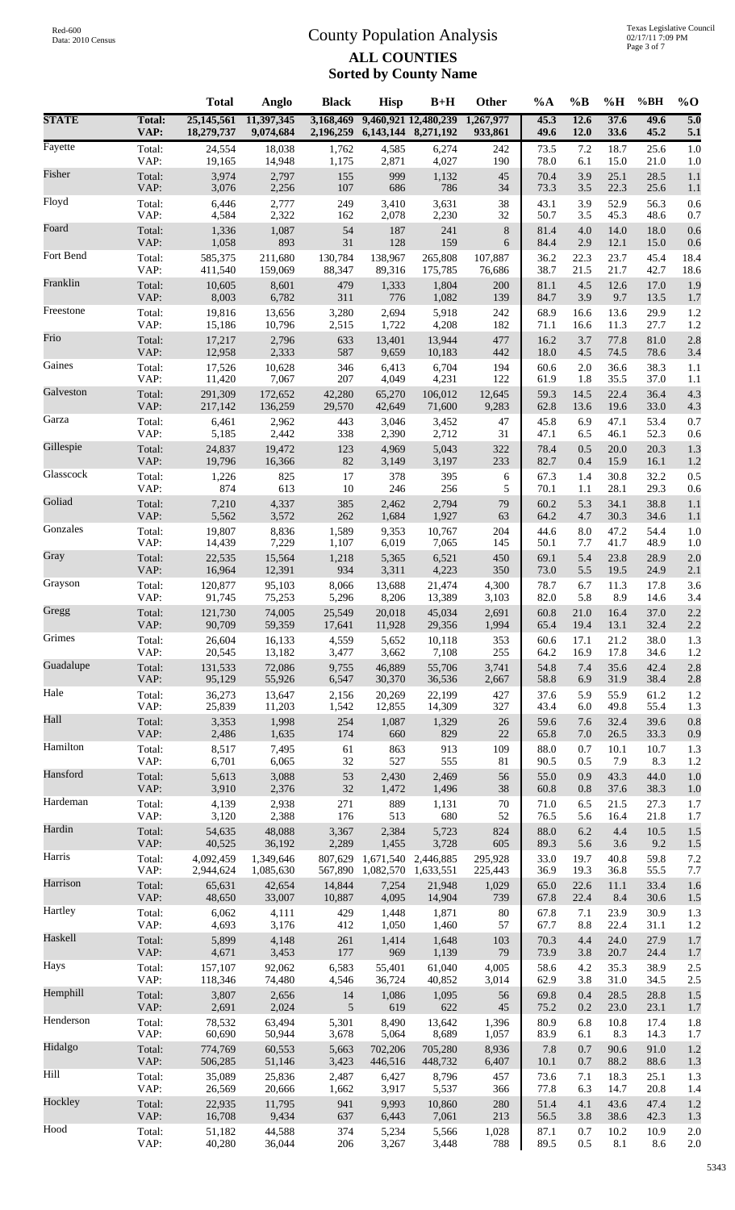# County Population Analysis

## ALL COUNTIES

### Sorted by County Name

|  |  | Total | Anglo | Black | Hisp | B+H | Other | %A | %B | %H | %BH | %O |
|---|---|---|---|---|---|---|---|---|---|---|---|---|
| **STATE** | **Total:** | **25,145,561** | **11,397,345** | **3,168,469** | **9,460,921** | **12,480,239** | **1,267,977** | **45.3** | **12.6** | **37.6** | **49.6** | **5.0** |
|  | **VAP:** | **18,279,737** | **9,074,684** | **2,196,259** | **6,143,144** | **8,271,192** | **933,861** | **49.6** | **12.0** | **33.6** | **45.2** | **5.1** |
| Fayette | Total: | 24,554 | 18,038 | 1,762 | 4,585 | 6,274 | 242 | 73.5 | 7.2 | 18.7 | 25.6 | 1.0 |
|  | VAP: | 19,165 | 14,948 | 1,175 | 2,871 | 4,027 | 190 | 78.0 | 6.1 | 15.0 | 21.0 | 1.0 |
| Fisher | Total: | 3,974 | 2,797 | 155 | 999 | 1,132 | 45 | 70.4 | 3.9 | 25.1 | 28.5 | 1.1 |
|  | VAP: | 3,076 | 2,256 | 107 | 686 | 786 | 34 | 73.3 | 3.5 | 22.3 | 25.6 | 1.1 |
| Floyd | Total: | 6,446 | 2,777 | 249 | 3,410 | 3,631 | 38 | 43.1 | 3.9 | 52.9 | 56.3 | 0.6 |
|  | VAP: | 4,584 | 2,322 | 162 | 2,078 | 2,230 | 32 | 50.7 | 3.5 | 45.3 | 48.6 | 0.7 |
| Foard | Total: | 1,336 | 1,087 | 54 | 187 | 241 | 8 | 81.4 | 4.0 | 14.0 | 18.0 | 0.6 |
|  | VAP: | 1,058 | 893 | 31 | 128 | 159 | 6 | 84.4 | 2.9 | 12.1 | 15.0 | 0.6 |
| Fort Bend | Total: | 585,375 | 211,680 | 130,784 | 138,967 | 265,808 | 107,887 | 36.2 | 22.3 | 23.7 | 45.4 | 18.4 |
|  | VAP: | 411,540 | 159,069 | 88,347 | 89,316 | 175,785 | 76,686 | 38.7 | 21.5 | 21.7 | 42.7 | 18.6 |
| Franklin | Total: | 10,605 | 8,601 | 479 | 1,333 | 1,804 | 200 | 81.1 | 4.5 | 12.6 | 17.0 | 1.9 |
|  | VAP: | 8,003 | 6,782 | 311 | 776 | 1,082 | 139 | 84.7 | 3.9 | 9.7 | 13.5 | 1.7 |
| Freestone | Total: | 19,816 | 13,656 | 3,280 | 2,694 | 5,918 | 242 | 68.9 | 16.6 | 13.6 | 29.9 | 1.2 |
|  | VAP: | 15,186 | 10,796 | 2,515 | 1,722 | 4,208 | 182 | 71.1 | 16.6 | 11.3 | 27.7 | 1.2 |
| Frio | Total: | 17,217 | 2,796 | 633 | 13,401 | 13,944 | 477 | 16.2 | 3.7 | 77.8 | 81.0 | 2.8 |
|  | VAP: | 12,958 | 2,333 | 587 | 9,659 | 10,183 | 442 | 18.0 | 4.5 | 74.5 | 78.6 | 3.4 |
| Gaines | Total: | 17,526 | 10,628 | 346 | 6,413 | 6,704 | 194 | 60.6 | 2.0 | 36.6 | 38.3 | 1.1 |
|  | VAP: | 11,420 | 7,067 | 207 | 4,049 | 4,231 | 122 | 61.9 | 1.8 | 35.5 | 37.0 | 1.1 |
| Galveston | Total: | 291,309 | 172,652 | 42,280 | 65,270 | 106,012 | 12,645 | 59.3 | 14.5 | 22.4 | 36.4 | 4.3 |
|  | VAP: | 217,142 | 136,259 | 29,570 | 42,649 | 71,600 | 9,283 | 62.8 | 13.6 | 19.6 | 33.0 | 4.3 |
| Garza | Total: | 6,461 | 2,962 | 443 | 3,046 | 3,452 | 47 | 45.8 | 6.9 | 47.1 | 53.4 | 0.7 |
|  | VAP: | 5,185 | 2,442 | 338 | 2,390 | 2,712 | 31 | 47.1 | 6.5 | 46.1 | 52.3 | 0.6 |
| Gillespie | Total: | 24,837 | 19,472 | 123 | 4,969 | 5,043 | 322 | 78.4 | 0.5 | 20.0 | 20.3 | 1.3 |
|  | VAP: | 19,796 | 16,366 | 82 | 3,149 | 3,197 | 233 | 82.7 | 0.4 | 15.9 | 16.1 | 1.2 |
| Glasscock | Total: | 1,226 | 825 | 17 | 378 | 395 | 6 | 67.3 | 1.4 | 30.8 | 32.2 | 0.5 |
|  | VAP: | 874 | 613 | 10 | 246 | 256 | 5 | 70.1 | 1.1 | 28.1 | 29.3 | 0.6 |
| Goliad | Total: | 7,210 | 4,337 | 385 | 2,462 | 2,794 | 79 | 60.2 | 5.3 | 34.1 | 38.8 | 1.1 |
|  | VAP: | 5,562 | 3,572 | 262 | 1,684 | 1,927 | 63 | 64.2 | 4.7 | 30.3 | 34.6 | 1.1 |
| Gonzales | Total: | 19,807 | 8,836 | 1,589 | 9,353 | 10,767 | 204 | 44.6 | 8.0 | 47.2 | 54.4 | 1.0 |
|  | VAP: | 14,439 | 7,229 | 1,107 | 6,019 | 7,065 | 145 | 50.1 | 7.7 | 41.7 | 48.9 | 1.0 |
| Gray | Total: | 22,535 | 15,564 | 1,218 | 5,365 | 6,521 | 450 | 69.1 | 5.4 | 23.8 | 28.9 | 2.0 |
|  | VAP: | 16,964 | 12,391 | 934 | 3,311 | 4,223 | 350 | 73.0 | 5.5 | 19.5 | 24.9 | 2.1 |
| Grayson | Total: | 120,877 | 95,103 | 8,066 | 13,688 | 21,474 | 4,300 | 78.7 | 6.7 | 11.3 | 17.8 | 3.6 |
|  | VAP: | 91,745 | 75,253 | 5,296 | 8,206 | 13,389 | 3,103 | 82.0 | 5.8 | 8.9 | 14.6 | 3.4 |
| Gregg | Total: | 121,730 | 74,005 | 25,549 | 20,018 | 45,034 | 2,691 | 60.8 | 21.0 | 16.4 | 37.0 | 2.2 |
|  | VAP: | 90,709 | 59,359 | 17,641 | 11,928 | 29,356 | 1,994 | 65.4 | 19.4 | 13.1 | 32.4 | 2.2 |
| Grimes | Total: | 26,604 | 16,133 | 4,559 | 5,652 | 10,118 | 353 | 60.6 | 17.1 | 21.2 | 38.0 | 1.3 |
|  | VAP: | 20,545 | 13,182 | 3,477 | 3,662 | 7,108 | 255 | 64.2 | 16.9 | 17.8 | 34.6 | 1.2 |
| Guadalupe | Total: | 131,533 | 72,086 | 9,755 | 46,889 | 55,706 | 3,741 | 54.8 | 7.4 | 35.6 | 42.4 | 2.8 |
|  | VAP: | 95,129 | 55,926 | 6,547 | 30,370 | 36,536 | 2,667 | 58.8 | 6.9 | 31.9 | 38.4 | 2.8 |
| Hale | Total: | 36,273 | 13,647 | 2,156 | 20,269 | 22,199 | 427 | 37.6 | 5.9 | 55.9 | 61.2 | 1.2 |
|  | VAP: | 25,839 | 11,203 | 1,542 | 12,855 | 14,309 | 327 | 43.4 | 6.0 | 49.8 | 55.4 | 1.3 |
| Hall | Total: | 3,353 | 1,998 | 254 | 1,087 | 1,329 | 26 | 59.6 | 7.6 | 32.4 | 39.6 | 0.8 |
|  | VAP: | 2,486 | 1,635 | 174 | 660 | 829 | 22 | 65.8 | 7.0 | 26.5 | 33.3 | 0.9 |
| Hamilton | Total: | 8,517 | 7,495 | 61 | 863 | 913 | 109 | 88.0 | 0.7 | 10.1 | 10.7 | 1.3 |
|  | VAP: | 6,701 | 6,065 | 32 | 527 | 555 | 81 | 90.5 | 0.5 | 7.9 | 8.3 | 1.2 |
| Hansford | Total: | 5,613 | 3,088 | 53 | 2,430 | 2,469 | 56 | 55.0 | 0.9 | 43.3 | 44.0 | 1.0 |
|  | VAP: | 3,910 | 2,376 | 32 | 1,472 | 1,496 | 38 | 60.8 | 0.8 | 37.6 | 38.3 | 1.0 |
| Hardeman | Total: | 4,139 | 2,938 | 271 | 889 | 1,131 | 70 | 71.0 | 6.5 | 21.5 | 27.3 | 1.7 |
|  | VAP: | 3,120 | 2,388 | 176 | 513 | 680 | 52 | 76.5 | 5.6 | 16.4 | 21.8 | 1.7 |
| Hardin | Total: | 54,635 | 48,088 | 3,367 | 2,384 | 5,723 | 824 | 88.0 | 6.2 | 4.4 | 10.5 | 1.5 |
|  | VAP: | 40,525 | 36,192 | 2,289 | 1,455 | 3,728 | 605 | 89.3 | 5.6 | 3.6 | 9.2 | 1.5 |
| Harris | Total: | 4,092,459 | 1,349,646 | 807,629 | 1,671,540 | 2,446,885 | 295,928 | 33.0 | 19.7 | 40.8 | 59.8 | 7.2 |
|  | VAP: | 2,944,624 | 1,085,630 | 567,890 | 1,082,570 | 1,633,551 | 225,443 | 36.9 | 19.3 | 36.8 | 55.5 | 7.7 |
| Harrison | Total: | 65,631 | 42,654 | 14,844 | 7,254 | 21,948 | 1,029 | 65.0 | 22.6 | 11.1 | 33.4 | 1.6 |
|  | VAP: | 48,650 | 33,007 | 10,887 | 4,095 | 14,904 | 739 | 67.8 | 22.4 | 8.4 | 30.6 | 1.5 |
| Hartley | Total: | 6,062 | 4,111 | 429 | 1,448 | 1,871 | 80 | 67.8 | 7.1 | 23.9 | 30.9 | 1.3 |
|  | VAP: | 4,693 | 3,176 | 412 | 1,050 | 1,460 | 57 | 67.7 | 8.8 | 22.4 | 31.1 | 1.2 |
| Haskell | Total: | 5,899 | 4,148 | 261 | 1,414 | 1,648 | 103 | 70.3 | 4.4 | 24.0 | 27.9 | 1.7 |
|  | VAP: | 4,671 | 3,453 | 177 | 969 | 1,139 | 79 | 73.9 | 3.8 | 20.7 | 24.4 | 1.7 |
| Hays | Total: | 157,107 | 92,062 | 6,583 | 55,401 | 61,040 | 4,005 | 58.6 | 4.2 | 35.3 | 38.9 | 2.5 |
|  | VAP: | 118,346 | 74,480 | 4,546 | 36,724 | 40,852 | 3,014 | 62.9 | 3.8 | 31.0 | 34.5 | 2.5 |
| Hemphill | Total: | 3,807 | 2,656 | 14 | 1,086 | 1,095 | 56 | 69.8 | 0.4 | 28.5 | 28.8 | 1.5 |
|  | VAP: | 2,691 | 2,024 | 5 | 619 | 622 | 45 | 75.2 | 0.2 | 23.0 | 23.1 | 1.7 |
| Henderson | Total: | 78,532 | 63,494 | 5,301 | 8,490 | 13,642 | 1,396 | 80.9 | 6.8 | 10.8 | 17.4 | 1.8 |
|  | VAP: | 60,690 | 50,944 | 3,678 | 5,064 | 8,689 | 1,057 | 83.9 | 6.1 | 8.3 | 14.3 | 1.7 |
| Hidalgo | Total: | 774,769 | 60,553 | 5,663 | 702,206 | 705,280 | 8,936 | 7.8 | 0.7 | 90.6 | 91.0 | 1.2 |
|  | VAP: | 506,285 | 51,146 | 3,423 | 446,516 | 448,732 | 6,407 | 10.1 | 0.7 | 88.2 | 88.6 | 1.3 |
| Hill | Total: | 35,089 | 25,836 | 2,487 | 6,427 | 8,796 | 457 | 73.6 | 7.1 | 18.3 | 25.1 | 1.3 |
|  | VAP: | 26,569 | 20,666 | 1,662 | 3,917 | 5,537 | 366 | 77.8 | 6.3 | 14.7 | 20.8 | 1.4 |
| Hockley | Total: | 22,935 | 11,795 | 941 | 9,993 | 10,860 | 280 | 51.4 | 4.1 | 43.6 | 47.4 | 1.2 |
|  | VAP: | 16,708 | 9,434 | 637 | 6,443 | 7,061 | 213 | 56.5 | 3.8 | 38.6 | 42.3 | 1.3 |
| Hood | Total: | 51,182 | 44,588 | 374 | 5,234 | 5,566 | 1,028 | 87.1 | 0.7 | 10.2 | 10.9 | 2.0 |
|  | VAP: | 40,280 | 36,044 | 206 | 3,267 | 3,448 | 788 | 89.5 | 0.5 | 8.1 | 8.6 | 2.0 |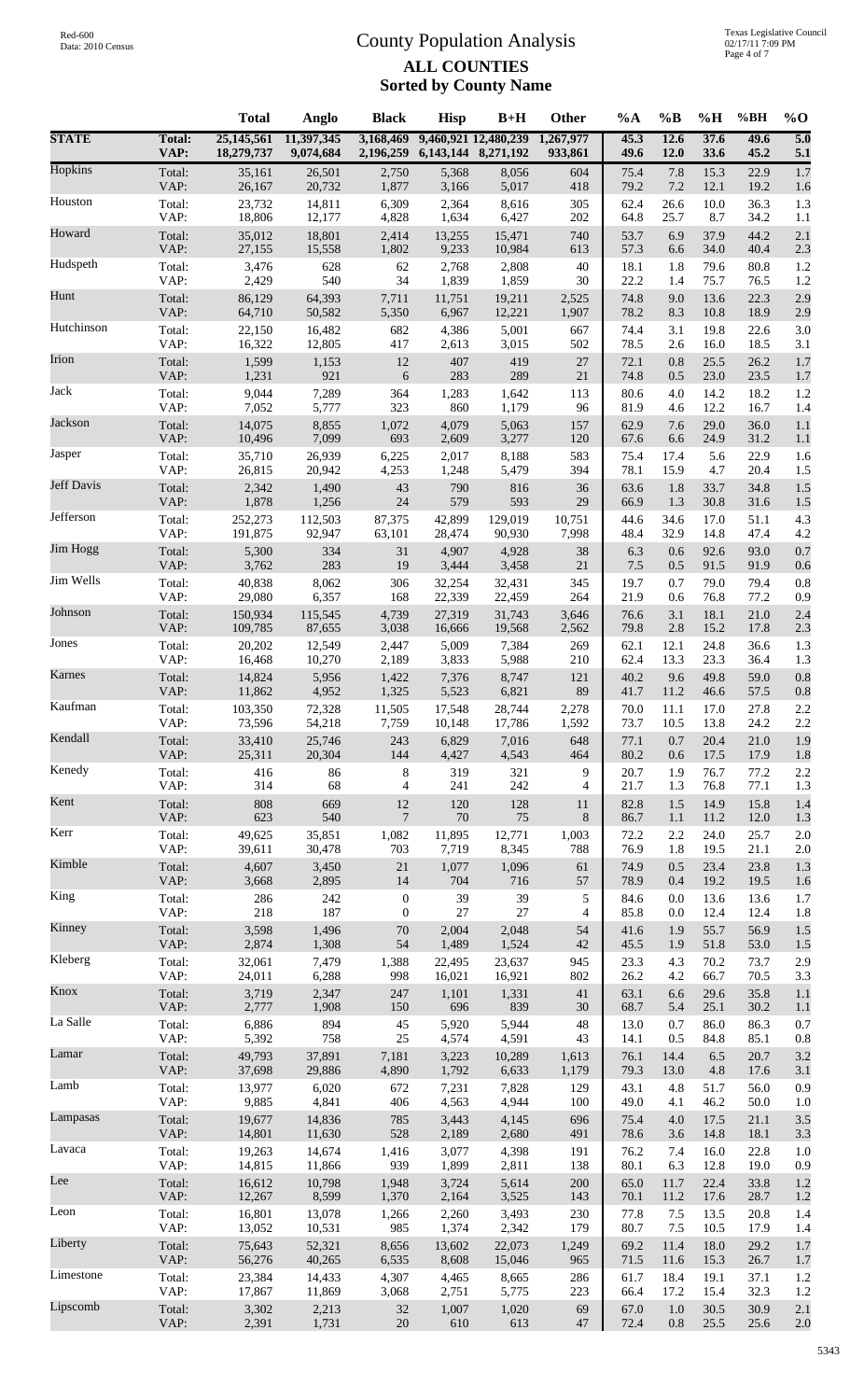# County Population Analysis

## ALL COUNTIES

### Sorted by County Name

| | | Total | Anglo | Black | Hisp | B+H | Other | %A | %B | %H | %BH | %O |
|---|---|---|---|---|---|---|---|---|---|---|---|---|
| **STATE** | **Total:** | **25,145,561** | **11,397,345** | **3,168,469** | **9,460,921** | **12,480,239** | **1,267,977** | **45.3** | **12.6** | **37.6** | **49.6** | **5.0** |
| | **VAP:** | **18,279,737** | **9,074,684** | **2,196,259** | **6,143,144** | **8,271,192** | **933,861** | **49.6** | **12.0** | **33.6** | **45.2** | **5.1** |
| Hopkins | Total: | 35,161 | 26,501 | 2,750 | 5,368 | 8,056 | 604 | 75.4 | 7.8 | 15.3 | 22.9 | 1.7 |
| | VAP: | 26,167 | 20,732 | 1,877 | 3,166 | 5,017 | 418 | 79.2 | 7.2 | 12.1 | 19.2 | 1.6 |
| Houston | Total: | 23,732 | 14,811 | 6,309 | 2,364 | 8,616 | 305 | 62.4 | 26.6 | 10.0 | 36.3 | 1.3 |
| | VAP: | 18,806 | 12,177 | 4,828 | 1,634 | 6,427 | 202 | 64.8 | 25.7 | 8.7 | 34.2 | 1.1 |
| Howard | Total: | 35,012 | 18,801 | 2,414 | 13,255 | 15,471 | 740 | 53.7 | 6.9 | 37.9 | 44.2 | 2.1 |
| | VAP: | 27,155 | 15,558 | 1,802 | 9,233 | 10,984 | 613 | 57.3 | 6.6 | 34.0 | 40.4 | 2.3 |
| Hudspeth | Total: | 3,476 | 628 | 62 | 2,768 | 2,808 | 40 | 18.1 | 1.8 | 79.6 | 80.8 | 1.2 |
| | VAP: | 2,429 | 540 | 34 | 1,839 | 1,859 | 30 | 22.2 | 1.4 | 75.7 | 76.5 | 1.2 |
| Hunt | Total: | 86,129 | 64,393 | 7,711 | 11,751 | 19,211 | 2,525 | 74.8 | 9.0 | 13.6 | 22.3 | 2.9 |
| | VAP: | 64,710 | 50,582 | 5,350 | 6,967 | 12,221 | 1,907 | 78.2 | 8.3 | 10.8 | 18.9 | 2.9 |
| Hutchinson | Total: | 22,150 | 16,482 | 682 | 4,386 | 5,001 | 667 | 74.4 | 3.1 | 19.8 | 22.6 | 3.0 |
| | VAP: | 16,322 | 12,805 | 417 | 2,613 | 3,015 | 502 | 78.5 | 2.6 | 16.0 | 18.5 | 3.1 |
| Irion | Total: | 1,599 | 1,153 | 12 | 407 | 419 | 27 | 72.1 | 0.8 | 25.5 | 26.2 | 1.7 |
| | VAP: | 1,231 | 921 | 6 | 283 | 289 | 21 | 74.8 | 0.5 | 23.0 | 23.5 | 1.7 |
| Jack | Total: | 9,044 | 7,289 | 364 | 1,283 | 1,642 | 113 | 80.6 | 4.0 | 14.2 | 18.2 | 1.2 |
| | VAP: | 7,052 | 5,777 | 323 | 860 | 1,179 | 96 | 81.9 | 4.6 | 12.2 | 16.7 | 1.4 |
| Jackson | Total: | 14,075 | 8,855 | 1,072 | 4,079 | 5,063 | 157 | 62.9 | 7.6 | 29.0 | 36.0 | 1.1 |
| | VAP: | 10,496 | 7,099 | 693 | 2,609 | 3,277 | 120 | 67.6 | 6.6 | 24.9 | 31.2 | 1.1 |
| Jasper | Total: | 35,710 | 26,939 | 6,225 | 2,017 | 8,188 | 583 | 75.4 | 17.4 | 5.6 | 22.9 | 1.6 |
| | VAP: | 26,815 | 20,942 | 4,253 | 1,248 | 5,479 | 394 | 78.1 | 15.9 | 4.7 | 20.4 | 1.5 |
| Jeff Davis | Total: | 2,342 | 1,490 | 43 | 790 | 816 | 36 | 63.6 | 1.8 | 33.7 | 34.8 | 1.5 |
| | VAP: | 1,878 | 1,256 | 24 | 579 | 593 | 29 | 66.9 | 1.3 | 30.8 | 31.6 | 1.5 |
| Jefferson | Total: | 252,273 | 112,503 | 87,375 | 42,899 | 129,019 | 10,751 | 44.6 | 34.6 | 17.0 | 51.1 | 4.3 |
| | VAP: | 191,875 | 92,947 | 63,101 | 28,474 | 90,930 | 7,998 | 48.4 | 32.9 | 14.8 | 47.4 | 4.2 |
| Jim Hogg | Total: | 5,300 | 334 | 31 | 4,907 | 4,928 | 38 | 6.3 | 0.6 | 92.6 | 93.0 | 0.7 |
| | VAP: | 3,762 | 283 | 19 | 3,444 | 3,458 | 21 | 7.5 | 0.5 | 91.5 | 91.9 | 0.6 |
| Jim Wells | Total: | 40,838 | 8,062 | 306 | 32,254 | 32,431 | 345 | 19.7 | 0.7 | 79.0 | 79.4 | 0.8 |
| | VAP: | 29,080 | 6,357 | 168 | 22,339 | 22,459 | 264 | 21.9 | 0.6 | 76.8 | 77.2 | 0.9 |
| Johnson | Total: | 150,934 | 115,545 | 4,739 | 27,319 | 31,743 | 3,646 | 76.6 | 3.1 | 18.1 | 21.0 | 2.4 |
| | VAP: | 109,785 | 87,655 | 3,038 | 16,666 | 19,568 | 2,562 | 79.8 | 2.8 | 15.2 | 17.8 | 2.3 |
| Jones | Total: | 20,202 | 12,549 | 2,447 | 5,009 | 7,384 | 269 | 62.1 | 12.1 | 24.8 | 36.6 | 1.3 |
| | VAP: | 16,468 | 10,270 | 2,189 | 3,833 | 5,988 | 210 | 62.4 | 13.3 | 23.3 | 36.4 | 1.3 |
| Karnes | Total: | 14,824 | 5,956 | 1,422 | 7,376 | 8,747 | 121 | 40.2 | 9.6 | 49.8 | 59.0 | 0.8 |
| | VAP: | 11,862 | 4,952 | 1,325 | 5,523 | 6,821 | 89 | 41.7 | 11.2 | 46.6 | 57.5 | 0.8 |
| Kaufman | Total: | 103,350 | 72,328 | 11,505 | 17,548 | 28,744 | 2,278 | 70.0 | 11.1 | 17.0 | 27.8 | 2.2 |
| | VAP: | 73,596 | 54,218 | 7,759 | 10,148 | 17,786 | 1,592 | 73.7 | 10.5 | 13.8 | 24.2 | 2.2 |
| Kendall | Total: | 33,410 | 25,746 | 243 | 6,829 | 7,016 | 648 | 77.1 | 0.7 | 20.4 | 21.0 | 1.9 |
| | VAP: | 25,311 | 20,304 | 144 | 4,427 | 4,543 | 464 | 80.2 | 0.6 | 17.5 | 17.9 | 1.8 |
| Kenedy | Total: | 416 | 86 | 8 | 319 | 321 | 9 | 20.7 | 1.9 | 76.7 | 77.2 | 2.2 |
| | VAP: | 314 | 68 | 4 | 241 | 242 | 4 | 21.7 | 1.3 | 76.8 | 77.1 | 1.3 |
| Kent | Total: | 808 | 669 | 12 | 120 | 128 | 11 | 82.8 | 1.5 | 14.9 | 15.8 | 1.4 |
| | VAP: | 623 | 540 | 7 | 70 | 75 | 8 | 86.7 | 1.1 | 11.2 | 12.0 | 1.3 |
| Kerr | Total: | 49,625 | 35,851 | 1,082 | 11,895 | 12,771 | 1,003 | 72.2 | 2.2 | 24.0 | 25.7 | 2.0 |
| | VAP: | 39,611 | 30,478 | 703 | 7,719 | 8,345 | 788 | 76.9 | 1.8 | 19.5 | 21.1 | 2.0 |
| Kimble | Total: | 4,607 | 3,450 | 21 | 1,077 | 1,096 | 61 | 74.9 | 0.5 | 23.4 | 23.8 | 1.3 |
| | VAP: | 3,668 | 2,895 | 14 | 704 | 716 | 57 | 78.9 | 0.4 | 19.2 | 19.5 | 1.6 |
| King | Total: | 286 | 242 | 0 | 39 | 39 | 5 | 84.6 | 0.0 | 13.6 | 13.6 | 1.7 |
| | VAP: | 218 | 187 | 0 | 27 | 27 | 4 | 85.8 | 0.0 | 12.4 | 12.4 | 1.8 |
| Kinney | Total: | 3,598 | 1,496 | 70 | 2,004 | 2,048 | 54 | 41.6 | 1.9 | 55.7 | 56.9 | 1.5 |
| | VAP: | 2,874 | 1,308 | 54 | 1,489 | 1,524 | 42 | 45.5 | 1.9 | 51.8 | 53.0 | 1.5 |
| Kleberg | Total: | 32,061 | 7,479 | 1,388 | 22,495 | 23,637 | 945 | 23.3 | 4.3 | 70.2 | 73.7 | 2.9 |
| | VAP: | 24,011 | 6,288 | 998 | 16,021 | 16,921 | 802 | 26.2 | 4.2 | 66.7 | 70.5 | 3.3 |
| Knox | Total: | 3,719 | 2,347 | 247 | 1,101 | 1,331 | 41 | 63.1 | 6.6 | 29.6 | 35.8 | 1.1 |
| | VAP: | 2,777 | 1,908 | 150 | 696 | 839 | 30 | 68.7 | 5.4 | 25.1 | 30.2 | 1.1 |
| La Salle | Total: | 6,886 | 894 | 45 | 5,920 | 5,944 | 48 | 13.0 | 0.7 | 86.0 | 86.3 | 0.7 |
| | VAP: | 5,392 | 758 | 25 | 4,574 | 4,591 | 43 | 14.1 | 0.5 | 84.8 | 85.1 | 0.8 |
| Lamar | Total: | 49,793 | 37,891 | 7,181 | 3,223 | 10,289 | 1,613 | 76.1 | 14.4 | 6.5 | 20.7 | 3.2 |
| | VAP: | 37,698 | 29,886 | 4,890 | 1,792 | 6,633 | 1,179 | 79.3 | 13.0 | 4.8 | 17.6 | 3.1 |
| Lamb | Total: | 13,977 | 6,020 | 672 | 7,231 | 7,828 | 129 | 43.1 | 4.8 | 51.7 | 56.0 | 0.9 |
| | VAP: | 9,885 | 4,841 | 406 | 4,563 | 4,944 | 100 | 49.0 | 4.1 | 46.2 | 50.0 | 1.0 |
| Lampasas | Total: | 19,677 | 14,836 | 785 | 3,443 | 4,145 | 696 | 75.4 | 4.0 | 17.5 | 21.1 | 3.5 |
| | VAP: | 14,801 | 11,630 | 528 | 2,189 | 2,680 | 491 | 78.6 | 3.6 | 14.8 | 18.1 | 3.3 |
| Lavaca | Total: | 19,263 | 14,674 | 1,416 | 3,077 | 4,398 | 191 | 76.2 | 7.4 | 16.0 | 22.8 | 1.0 |
| | VAP: | 14,815 | 11,866 | 939 | 1,899 | 2,811 | 138 | 80.1 | 6.3 | 12.8 | 19.0 | 0.9 |
| Lee | Total: | 16,612 | 10,798 | 1,948 | 3,724 | 5,614 | 200 | 65.0 | 11.7 | 22.4 | 33.8 | 1.2 |
| | VAP: | 12,267 | 8,599 | 1,370 | 2,164 | 3,525 | 143 | 70.1 | 11.2 | 17.6 | 28.7 | 1.2 |
| Leon | Total: | 16,801 | 13,078 | 1,266 | 2,260 | 3,493 | 230 | 77.8 | 7.5 | 13.5 | 20.8 | 1.4 |
| | VAP: | 13,052 | 10,531 | 985 | 1,374 | 2,342 | 179 | 80.7 | 7.5 | 10.5 | 17.9 | 1.4 |
| Liberty | Total: | 75,643 | 52,321 | 8,656 | 13,602 | 22,073 | 1,249 | 69.2 | 11.4 | 18.0 | 29.2 | 1.7 |
| | VAP: | 56,276 | 40,265 | 6,535 | 8,608 | 15,046 | 965 | 71.5 | 11.6 | 15.3 | 26.7 | 1.7 |
| Limestone | Total: | 23,384 | 14,433 | 4,307 | 4,465 | 8,665 | 286 | 61.7 | 18.4 | 19.1 | 37.1 | 1.2 |
| | VAP: | 17,867 | 11,869 | 3,068 | 2,751 | 5,775 | 223 | 66.4 | 17.2 | 15.4 | 32.3 | 1.2 |
| Lipscomb | Total: | 3,302 | 2,213 | 32 | 1,007 | 1,020 | 69 | 67.0 | 1.0 | 30.5 | 30.9 | 2.1 |
| | VAP: | 2,391 | 1,731 | 20 | 610 | 613 | 47 | 72.4 | 0.8 | 25.5 | 25.6 | 2.0 |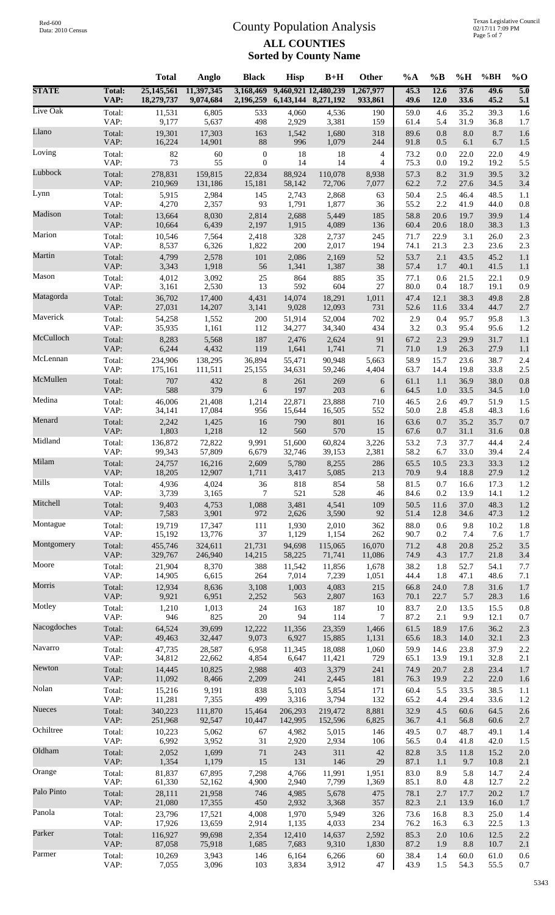# County Population Analysis

## ALL COUNTIES
### Sorted by County Name

| | | Total | Anglo | Black | Hisp | B+H | Other | %A | %B | %H | %BH | %O |
|---|---|---|---|---|---|---|---|---|---|---|---|---|
| **STATE** | **Total:** | **25,145,561** | **11,397,345** | **3,168,469** | **9,460,921** | **12,480,239** | **1,267,977** | **45.3** | **12.6** | **37.6** | **49.6** | **5.0** |
| | **VAP:** | **18,279,737** | **9,074,684** | **2,196,259** | **6,143,144** | **8,271,192** | **933,861** | **49.6** | **12.0** | **33.6** | **45.2** | **5.1** |
| Live Oak | Total: | 11,531 | 6,805 | 533 | 4,060 | 4,536 | 190 | 59.0 | 4.6 | 35.2 | 39.3 | 1.6 |
| | VAP: | 9,177 | 5,637 | 498 | 2,929 | 3,381 | 159 | 61.4 | 5.4 | 31.9 | 36.8 | 1.7 |
| Llano | Total: | 19,301 | 17,303 | 163 | 1,542 | 1,680 | 318 | 89.6 | 0.8 | 8.0 | 8.7 | 1.6 |
| | VAP: | 16,224 | 14,901 | 88 | 996 | 1,079 | 244 | 91.8 | 0.5 | 6.1 | 6.7 | 1.5 |
| Loving | Total: | 82 | 60 | 0 | 18 | 18 | 4 | 73.2 | 0.0 | 22.0 | 22.0 | 4.9 |
| | VAP: | 73 | 55 | 0 | 14 | 14 | 4 | 75.3 | 0.0 | 19.2 | 19.2 | 5.5 |
| Lubbock | Total: | 278,831 | 159,815 | 22,834 | 88,924 | 110,078 | 8,938 | 57.3 | 8.2 | 31.9 | 39.5 | 3.2 |
| | VAP: | 210,969 | 131,186 | 15,181 | 58,142 | 72,706 | 7,077 | 62.2 | 7.2 | 27.6 | 34.5 | 3.4 |
| Lynn | Total: | 5,915 | 2,984 | 145 | 2,743 | 2,868 | 63 | 50.4 | 2.5 | 46.4 | 48.5 | 1.1 |
| | VAP: | 4,270 | 2,357 | 93 | 1,791 | 1,877 | 36 | 55.2 | 2.2 | 41.9 | 44.0 | 0.8 |
| Madison | Total: | 13,664 | 8,030 | 2,814 | 2,688 | 5,449 | 185 | 58.8 | 20.6 | 19.7 | 39.9 | 1.4 |
| | VAP: | 10,664 | 6,439 | 2,197 | 1,915 | 4,089 | 136 | 60.4 | 20.6 | 18.0 | 38.3 | 1.3 |
| Marion | Total: | 10,546 | 7,564 | 2,418 | 328 | 2,737 | 245 | 71.7 | 22.9 | 3.1 | 26.0 | 2.3 |
| | VAP: | 8,537 | 6,326 | 1,822 | 200 | 2,017 | 194 | 74.1 | 21.3 | 2.3 | 23.6 | 2.3 |
| Martin | Total: | 4,799 | 2,578 | 101 | 2,086 | 2,169 | 52 | 53.7 | 2.1 | 43.5 | 45.2 | 1.1 |
| | VAP: | 3,343 | 1,918 | 56 | 1,341 | 1,387 | 38 | 57.4 | 1.7 | 40.1 | 41.5 | 1.1 |
| Mason | Total: | 4,012 | 3,092 | 25 | 864 | 885 | 35 | 77.1 | 0.6 | 21.5 | 22.1 | 0.9 |
| | VAP: | 3,161 | 2,530 | 13 | 592 | 604 | 27 | 80.0 | 0.4 | 18.7 | 19.1 | 0.9 |
| Matagorda | Total: | 36,702 | 17,400 | 4,431 | 14,074 | 18,291 | 1,011 | 47.4 | 12.1 | 38.3 | 49.8 | 2.8 |
| | VAP: | 27,031 | 14,207 | 3,141 | 9,028 | 12,093 | 731 | 52.6 | 11.6 | 33.4 | 44.7 | 2.7 |
| Maverick | Total: | 54,258 | 1,552 | 200 | 51,914 | 52,004 | 702 | 2.9 | 0.4 | 95.7 | 95.8 | 1.3 |
| | VAP: | 35,935 | 1,161 | 112 | 34,277 | 34,340 | 434 | 3.2 | 0.3 | 95.4 | 95.6 | 1.2 |
| McCulloch | Total: | 8,283 | 5,568 | 187 | 2,476 | 2,624 | 91 | 67.2 | 2.3 | 29.9 | 31.7 | 1.1 |
| | VAP: | 6,244 | 4,432 | 119 | 1,641 | 1,741 | 71 | 71.0 | 1.9 | 26.3 | 27.9 | 1.1 |
| McLennan | Total: | 234,906 | 138,295 | 36,894 | 55,471 | 90,948 | 5,663 | 58.9 | 15.7 | 23.6 | 38.7 | 2.4 |
| | VAP: | 175,161 | 111,511 | 25,155 | 34,631 | 59,246 | 4,404 | 63.7 | 14.4 | 19.8 | 33.8 | 2.5 |
| McMullen | Total: | 707 | 432 | 8 | 261 | 269 | 6 | 61.1 | 1.1 | 36.9 | 38.0 | 0.8 |
| | VAP: | 588 | 379 | 6 | 197 | 203 | 6 | 64.5 | 1.0 | 33.5 | 34.5 | 1.0 |
| Medina | Total: | 46,006 | 21,408 | 1,214 | 22,871 | 23,888 | 710 | 46.5 | 2.6 | 49.7 | 51.9 | 1.5 |
| | VAP: | 34,141 | 17,084 | 956 | 15,644 | 16,505 | 552 | 50.0 | 2.8 | 45.8 | 48.3 | 1.6 |
| Menard | Total: | 2,242 | 1,425 | 16 | 790 | 801 | 16 | 63.6 | 0.7 | 35.2 | 35.7 | 0.7 |
| | VAP: | 1,803 | 1,218 | 12 | 560 | 570 | 15 | 67.6 | 0.7 | 31.1 | 31.6 | 0.8 |
| Midland | Total: | 136,872 | 72,822 | 9,991 | 51,600 | 60,824 | 3,226 | 53.2 | 7.3 | 37.7 | 44.4 | 2.4 |
| | VAP: | 99,343 | 57,809 | 6,679 | 32,746 | 39,153 | 2,381 | 58.2 | 6.7 | 33.0 | 39.4 | 2.4 |
| Milam | Total: | 24,757 | 16,216 | 2,609 | 5,780 | 8,255 | 286 | 65.5 | 10.5 | 23.3 | 33.3 | 1.2 |
| | VAP: | 18,205 | 12,907 | 1,711 | 3,417 | 5,085 | 213 | 70.9 | 9.4 | 18.8 | 27.9 | 1.2 |
| Mills | Total: | 4,936 | 4,024 | 36 | 818 | 854 | 58 | 81.5 | 0.7 | 16.6 | 17.3 | 1.2 |
| | VAP: | 3,739 | 3,165 | 7 | 521 | 528 | 46 | 84.6 | 0.2 | 13.9 | 14.1 | 1.2 |
| Mitchell | Total: | 9,403 | 4,753 | 1,088 | 3,481 | 4,541 | 109 | 50.5 | 11.6 | 37.0 | 48.3 | 1.2 |
| | VAP: | 7,583 | 3,901 | 972 | 2,626 | 3,590 | 92 | 51.4 | 12.8 | 34.6 | 47.3 | 1.2 |
| Montague | Total: | 19,719 | 17,347 | 111 | 1,930 | 2,010 | 362 | 88.0 | 0.6 | 9.8 | 10.2 | 1.8 |
| | VAP: | 15,192 | 13,776 | 37 | 1,129 | 1,154 | 262 | 90.7 | 0.2 | 7.4 | 7.6 | 1.7 |
| Montgomery | Total: | 455,746 | 324,611 | 21,731 | 94,698 | 115,065 | 16,070 | 71.2 | 4.8 | 20.8 | 25.2 | 3.5 |
| | VAP: | 329,767 | 246,940 | 14,215 | 58,225 | 71,741 | 11,086 | 74.9 | 4.3 | 17.7 | 21.8 | 3.4 |
| Moore | Total: | 21,904 | 8,370 | 388 | 11,542 | 11,856 | 1,678 | 38.2 | 1.8 | 52.7 | 54.1 | 7.7 |
| | VAP: | 14,905 | 6,615 | 264 | 7,014 | 7,239 | 1,051 | 44.4 | 1.8 | 47.1 | 48.6 | 7.1 |
| Morris | Total: | 12,934 | 8,636 | 3,108 | 1,003 | 4,083 | 215 | 66.8 | 24.0 | 7.8 | 31.6 | 1.7 |
| | VAP: | 9,921 | 6,951 | 2,252 | 563 | 2,807 | 163 | 70.1 | 22.7 | 5.7 | 28.3 | 1.6 |
| Motley | Total: | 1,210 | 1,013 | 24 | 163 | 187 | 10 | 83.7 | 2.0 | 13.5 | 15.5 | 0.8 |
| | VAP: | 946 | 825 | 20 | 94 | 114 | 7 | 87.2 | 2.1 | 9.9 | 12.1 | 0.7 |
| Nacogdoches | Total: | 64,524 | 39,699 | 12,222 | 11,356 | 23,359 | 1,466 | 61.5 | 18.9 | 17.6 | 36.2 | 2.3 |
| | VAP: | 49,463 | 32,447 | 9,073 | 6,927 | 15,885 | 1,131 | 65.6 | 18.3 | 14.0 | 32.1 | 2.3 |
| Navarro | Total: | 47,735 | 28,587 | 6,958 | 11,345 | 18,088 | 1,060 | 59.9 | 14.6 | 23.8 | 37.9 | 2.2 |
| | VAP: | 34,812 | 22,662 | 4,854 | 6,647 | 11,421 | 729 | 65.1 | 13.9 | 19.1 | 32.8 | 2.1 |
| Newton | Total: | 14,445 | 10,825 | 2,988 | 403 | 3,379 | 241 | 74.9 | 20.7 | 2.8 | 23.4 | 1.7 |
| | VAP: | 11,092 | 8,466 | 2,209 | 241 | 2,445 | 181 | 76.3 | 19.9 | 2.2 | 22.0 | 1.6 |
| Nolan | Total: | 15,216 | 9,191 | 838 | 5,103 | 5,854 | 171 | 60.4 | 5.5 | 33.5 | 38.5 | 1.1 |
| | VAP: | 11,281 | 7,355 | 499 | 3,316 | 3,794 | 132 | 65.2 | 4.4 | 29.4 | 33.6 | 1.2 |
| Nueces | Total: | 340,223 | 111,870 | 15,464 | 206,293 | 219,472 | 8,881 | 32.9 | 4.5 | 60.6 | 64.5 | 2.6 |
| | VAP: | 251,968 | 92,547 | 10,447 | 142,995 | 152,596 | 6,825 | 36.7 | 4.1 | 56.8 | 60.6 | 2.7 |
| Ochiltree | Total: | 10,223 | 5,062 | 67 | 4,982 | 5,015 | 146 | 49.5 | 0.7 | 48.7 | 49.1 | 1.4 |
| | VAP: | 6,992 | 3,952 | 31 | 2,920 | 2,934 | 106 | 56.5 | 0.4 | 41.8 | 42.0 | 1.5 |
| Oldham | Total: | 2,052 | 1,699 | 71 | 243 | 311 | 42 | 82.8 | 3.5 | 11.8 | 15.2 | 2.0 |
| | VAP: | 1,354 | 1,179 | 15 | 131 | 146 | 29 | 87.1 | 1.1 | 9.7 | 10.8 | 2.1 |
| Orange | Total: | 81,837 | 67,895 | 7,298 | 4,766 | 11,991 | 1,951 | 83.0 | 8.9 | 5.8 | 14.7 | 2.4 |
| | VAP: | 61,330 | 52,162 | 4,900 | 2,940 | 7,799 | 1,369 | 85.1 | 8.0 | 4.8 | 12.7 | 2.2 |
| Palo Pinto | Total: | 28,111 | 21,958 | 746 | 4,985 | 5,678 | 475 | 78.1 | 2.7 | 17.7 | 20.2 | 1.7 |
| | VAP: | 21,080 | 17,355 | 450 | 2,932 | 3,368 | 357 | 82.3 | 2.1 | 13.9 | 16.0 | 1.7 |
| Panola | Total: | 23,796 | 17,521 | 4,008 | 1,970 | 5,949 | 326 | 73.6 | 16.8 | 8.3 | 25.0 | 1.4 |
| | VAP: | 17,926 | 13,659 | 2,914 | 1,135 | 4,033 | 234 | 76.2 | 16.3 | 6.3 | 22.5 | 1.3 |
| Parker | Total: | 116,927 | 99,698 | 2,354 | 12,410 | 14,637 | 2,592 | 85.3 | 2.0 | 10.6 | 12.5 | 2.2 |
| | VAP: | 87,058 | 75,918 | 1,685 | 7,683 | 9,310 | 1,830 | 87.2 | 1.9 | 8.8 | 10.7 | 2.1 |
| Parmer | Total: | 10,269 | 3,943 | 146 | 6,164 | 6,266 | 60 | 38.4 | 1.4 | 60.0 | 61.0 | 0.6 |
| | VAP: | 7,055 | 3,096 | 103 | 3,834 | 3,912 | 47 | 43.9 | 1.5 | 54.3 | 55.5 | 0.7 |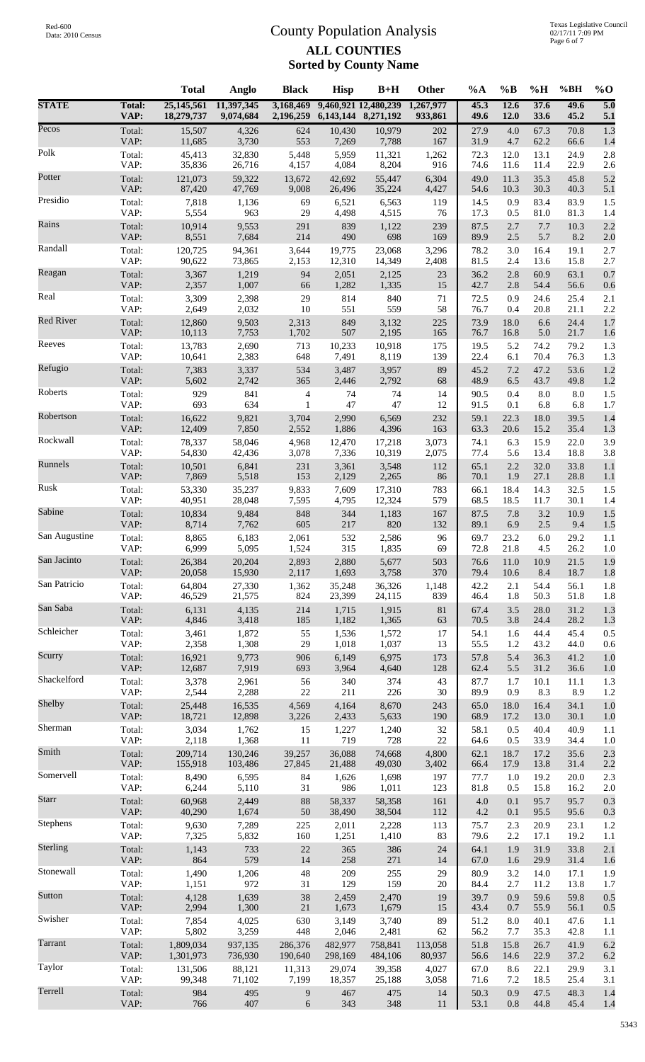# County Population Analysis

## ALL COUNTIES
### Sorted by County Name

Red-600
Data: 2010 Census

Texas Legislative Council
02/17/11 7:09 PM

| | | Total | Anglo | Black | Hisp | B+H | Other | %A | %B | %H | %BH | %O |
|---|---|---|---|---|---|---|---|---|---|---|---|---|
| **STATE** | **Total:** | **25,145,561** | **11,397,345** | **3,168,469** | **9,460,921** | **12,480,239** | **1,267,977** | **45.3** | **12.6** | **37.6** | **49.6** | **5.0** |
| | **VAP:** | **18,279,737** | **9,074,684** | **2,196,259** | **6,143,144** | **8,271,192** | **933,861** | **49.6** | **12.0** | **33.6** | **45.2** | **5.1** |
| Pecos | Total: | 15,507 | 4,326 | 624 | 10,430 | 10,979 | 202 | 27.9 | 4.0 | 67.3 | 70.8 | 1.3 |
| | VAP: | 11,685 | 3,730 | 553 | 7,269 | 7,788 | 167 | 31.9 | 4.7 | 62.2 | 66.6 | 1.4 |
| Polk | Total: | 45,413 | 32,830 | 5,448 | 5,959 | 11,321 | 1,262 | 72.3 | 12.0 | 13.1 | 24.9 | 2.8 |
| | VAP: | 35,836 | 26,716 | 4,157 | 4,084 | 8,204 | 916 | 74.6 | 11.6 | 11.4 | 22.9 | 2.6 |
| Potter | Total: | 121,073 | 59,322 | 13,672 | 42,692 | 55,447 | 6,304 | 49.0 | 11.3 | 35.3 | 45.8 | 5.2 |
| | VAP: | 87,420 | 47,769 | 9,008 | 26,496 | 35,224 | 4,427 | 54.6 | 10.3 | 30.3 | 40.3 | 5.1 |
| Presidio | Total: | 7,818 | 1,136 | 69 | 6,521 | 6,563 | 119 | 14.5 | 0.9 | 83.4 | 83.9 | 1.5 |
| | VAP: | 5,554 | 963 | 29 | 4,498 | 4,515 | 76 | 17.3 | 0.5 | 81.0 | 81.3 | 1.4 |
| Rains | Total: | 10,914 | 9,553 | 291 | 839 | 1,122 | 239 | 87.5 | 2.7 | 7.7 | 10.3 | 2.2 |
| | VAP: | 8,551 | 7,684 | 214 | 490 | 698 | 169 | 89.9 | 2.5 | 5.7 | 8.2 | 2.0 |
| Randall | Total: | 120,725 | 94,361 | 3,644 | 19,775 | 23,068 | 3,296 | 78.2 | 3.0 | 16.4 | 19.1 | 2.7 |
| | VAP: | 90,622 | 73,865 | 2,153 | 12,310 | 14,349 | 2,408 | 81.5 | 2.4 | 13.6 | 15.8 | 2.7 |
| Reagan | Total: | 3,367 | 1,219 | 94 | 2,051 | 2,125 | 23 | 36.2 | 2.8 | 60.9 | 63.1 | 0.7 |
| | VAP: | 2,357 | 1,007 | 66 | 1,282 | 1,335 | 15 | 42.7 | 2.8 | 54.4 | 56.6 | 0.6 |
| Real | Total: | 3,309 | 2,398 | 29 | 814 | 840 | 71 | 72.5 | 0.9 | 24.6 | 25.4 | 2.1 |
| | VAP: | 2,649 | 2,032 | 10 | 551 | 559 | 58 | 76.7 | 0.4 | 20.8 | 21.1 | 2.2 |
| Red River | Total: | 12,860 | 9,503 | 2,313 | 849 | 3,132 | 225 | 73.9 | 18.0 | 6.6 | 24.4 | 1.7 |
| | VAP: | 10,113 | 7,753 | 1,702 | 507 | 2,195 | 165 | 76.7 | 16.8 | 5.0 | 21.7 | 1.6 |
| Reeves | Total: | 13,783 | 2,690 | 713 | 10,233 | 10,918 | 175 | 19.5 | 5.2 | 74.2 | 79.2 | 1.3 |
| | VAP: | 10,641 | 2,383 | 648 | 7,491 | 8,119 | 139 | 22.4 | 6.1 | 70.4 | 76.3 | 1.3 |
| Refugio | Total: | 7,383 | 3,337 | 534 | 3,487 | 3,957 | 89 | 45.2 | 7.2 | 47.2 | 53.6 | 1.2 |
| | VAP: | 5,602 | 2,742 | 365 | 2,446 | 2,792 | 68 | 48.9 | 6.5 | 43.7 | 49.8 | 1.2 |
| Roberts | Total: | 929 | 841 | 4 | 74 | 74 | 14 | 90.5 | 0.4 | 8.0 | 8.0 | 1.5 |
| | VAP: | 693 | 634 | 1 | 47 | 47 | 12 | 91.5 | 0.1 | 6.8 | 6.8 | 1.7 |
| Robertson | Total: | 16,622 | 9,821 | 3,704 | 2,990 | 6,569 | 232 | 59.1 | 22.3 | 18.0 | 39.5 | 1.4 |
| | VAP: | 12,409 | 7,850 | 2,552 | 1,886 | 4,396 | 163 | 63.3 | 20.6 | 15.2 | 35.4 | 1.3 |
| Rockwall | Total: | 78,337 | 58,046 | 4,968 | 12,470 | 17,218 | 3,073 | 74.1 | 6.3 | 15.9 | 22.0 | 3.9 |
| | VAP: | 54,830 | 42,436 | 3,078 | 7,336 | 10,319 | 2,075 | 77.4 | 5.6 | 13.4 | 18.8 | 3.8 |
| Runnels | Total: | 10,501 | 6,841 | 231 | 3,361 | 3,548 | 112 | 65.1 | 2.2 | 32.0 | 33.8 | 1.1 |
| | VAP: | 7,869 | 5,518 | 153 | 2,129 | 2,265 | 86 | 70.1 | 1.9 | 27.1 | 28.8 | 1.1 |
| Rusk | Total: | 53,330 | 35,237 | 9,833 | 7,609 | 17,310 | 783 | 66.1 | 18.4 | 14.3 | 32.5 | 1.5 |
| | VAP: | 40,951 | 28,048 | 7,595 | 4,795 | 12,324 | 579 | 68.5 | 18.5 | 11.7 | 30.1 | 1.4 |
| Sabine | Total: | 10,834 | 9,484 | 848 | 344 | 1,183 | 167 | 87.5 | 7.8 | 3.2 | 10.9 | 1.5 |
| | VAP: | 8,714 | 7,762 | 605 | 217 | 820 | 132 | 89.1 | 6.9 | 2.5 | 9.4 | 1.5 |
| San Augustine | Total: | 8,865 | 6,183 | 2,061 | 532 | 2,586 | 96 | 69.7 | 23.2 | 6.0 | 29.2 | 1.1 |
| | VAP: | 6,999 | 5,095 | 1,524 | 315 | 1,835 | 69 | 72.8 | 21.8 | 4.5 | 26.2 | 1.0 |
| San Jacinto | Total: | 26,384 | 20,204 | 2,893 | 2,880 | 5,677 | 503 | 76.6 | 11.0 | 10.9 | 21.5 | 1.9 |
| | VAP: | 20,058 | 15,930 | 2,117 | 1,693 | 3,758 | 370 | 79.4 | 10.6 | 8.4 | 18.7 | 1.8 |
| San Patricio | Total: | 64,804 | 27,330 | 1,362 | 35,248 | 36,326 | 1,148 | 42.2 | 2.1 | 54.4 | 56.1 | 1.8 |
| | VAP: | 46,529 | 21,575 | 824 | 23,399 | 24,115 | 839 | 46.4 | 1.8 | 50.3 | 51.8 | 1.8 |
| San Saba | Total: | 6,131 | 4,135 | 214 | 1,715 | 1,915 | 81 | 67.4 | 3.5 | 28.0 | 31.2 | 1.3 |
| | VAP: | 4,846 | 3,418 | 185 | 1,182 | 1,365 | 63 | 70.5 | 3.8 | 24.4 | 28.2 | 1.3 |
| Schleicher | Total: | 3,461 | 1,872 | 55 | 1,536 | 1,572 | 17 | 54.1 | 1.6 | 44.4 | 45.4 | 0.5 |
| | VAP: | 2,358 | 1,308 | 29 | 1,018 | 1,037 | 13 | 55.5 | 1.2 | 43.2 | 44.0 | 0.6 |
| Scurry | Total: | 16,921 | 9,773 | 906 | 6,149 | 6,975 | 173 | 57.8 | 5.4 | 36.3 | 41.2 | 1.0 |
| | VAP: | 12,687 | 7,919 | 693 | 3,964 | 4,640 | 128 | 62.4 | 5.5 | 31.2 | 36.6 | 1.0 |
| Shackelford | Total: | 3,378 | 2,961 | 56 | 340 | 374 | 43 | 87.7 | 1.7 | 10.1 | 11.1 | 1.3 |
| | VAP: | 2,544 | 2,288 | 22 | 211 | 226 | 30 | 89.9 | 0.9 | 8.3 | 8.9 | 1.2 |
| Shelby | Total: | 25,448 | 16,535 | 4,569 | 4,164 | 8,670 | 243 | 65.0 | 18.0 | 16.4 | 34.1 | 1.0 |
| | VAP: | 18,721 | 12,898 | 3,226 | 2,433 | 5,633 | 190 | 68.9 | 17.2 | 13.0 | 30.1 | 1.0 |
| Sherman | Total: | 3,034 | 1,762 | 15 | 1,227 | 1,240 | 32 | 58.1 | 0.5 | 40.4 | 40.9 | 1.1 |
| | VAP: | 2,118 | 1,368 | 11 | 719 | 728 | 22 | 64.6 | 0.5 | 33.9 | 34.4 | 1.0 |
| Smith | Total: | 209,714 | 130,246 | 39,257 | 36,088 | 74,668 | 4,800 | 62.1 | 18.7 | 17.2 | 35.6 | 2.3 |
| | VAP: | 155,918 | 103,486 | 27,845 | 21,488 | 49,030 | 3,402 | 66.4 | 17.9 | 13.8 | 31.4 | 2.2 |
| Somervell | Total: | 8,490 | 6,595 | 84 | 1,626 | 1,698 | 197 | 77.7 | 1.0 | 19.2 | 20.0 | 2.3 |
| | VAP: | 6,244 | 5,110 | 31 | 986 | 1,011 | 123 | 81.8 | 0.5 | 15.8 | 16.2 | 2.0 |
| Starr | Total: | 60,968 | 2,449 | 88 | 58,337 | 58,358 | 161 | 4.0 | 0.1 | 95.7 | 95.7 | 0.3 |
| | VAP: | 40,290 | 1,674 | 50 | 38,490 | 38,504 | 112 | 4.2 | 0.1 | 95.5 | 95.6 | 0.3 |
| Stephens | Total: | 9,630 | 7,289 | 225 | 2,011 | 2,228 | 113 | 75.7 | 2.3 | 20.9 | 23.1 | 1.2 |
| | VAP: | 7,325 | 5,832 | 160 | 1,251 | 1,410 | 83 | 79.6 | 2.2 | 17.1 | 19.2 | 1.1 |
| Sterling | Total: | 1,143 | 733 | 22 | 365 | 386 | 24 | 64.1 | 1.9 | 31.9 | 33.8 | 2.1 |
| | VAP: | 864 | 579 | 14 | 258 | 271 | 14 | 67.0 | 1.6 | 29.9 | 31.4 | 1.6 |
| Stonewall | Total: | 1,490 | 1,206 | 48 | 209 | 255 | 29 | 80.9 | 3.2 | 14.0 | 17.1 | 1.9 |
| | VAP: | 1,151 | 972 | 31 | 129 | 159 | 20 | 84.4 | 2.7 | 11.2 | 13.8 | 1.7 |
| Sutton | Total: | 4,128 | 1,639 | 38 | 2,459 | 2,470 | 19 | 39.7 | 0.9 | 59.6 | 59.8 | 0.5 |
| | VAP: | 2,994 | 1,300 | 21 | 1,673 | 1,679 | 15 | 43.4 | 0.7 | 55.9 | 56.1 | 0.5 |
| Swisher | Total: | 7,854 | 4,025 | 630 | 3,149 | 3,740 | 89 | 51.2 | 8.0 | 40.1 | 47.6 | 1.1 |
| | VAP: | 5,802 | 3,259 | 448 | 2,046 | 2,481 | 62 | 56.2 | 7.7 | 35.3 | 42.8 | 1.1 |
| Tarrant | Total: | 1,809,034 | 937,135 | 286,376 | 482,977 | 758,841 | 113,058 | 51.8 | 15.8 | 26.7 | 41.9 | 6.2 |
| | VAP: | 1,301,973 | 736,930 | 190,640 | 298,169 | 484,106 | 80,937 | 56.6 | 14.6 | 22.9 | 37.2 | 6.2 |
| Taylor | Total: | 131,506 | 88,121 | 11,313 | 29,074 | 39,358 | 4,027 | 67.0 | 8.6 | 22.1 | 29.9 | 3.1 |
| | VAP: | 99,348 | 71,102 | 7,199 | 18,357 | 25,188 | 3,058 | 71.6 | 7.2 | 18.5 | 25.4 | 3.1 |
| Terrell | Total: | 984 | 495 | 9 | 467 | 475 | 14 | 50.3 | 0.9 | 47.5 | 48.3 | 1.4 |
| | VAP: | 766 | 407 | 6 | 343 | 348 | 11 | 53.1 | 0.8 | 44.8 | 45.4 | 1.4 |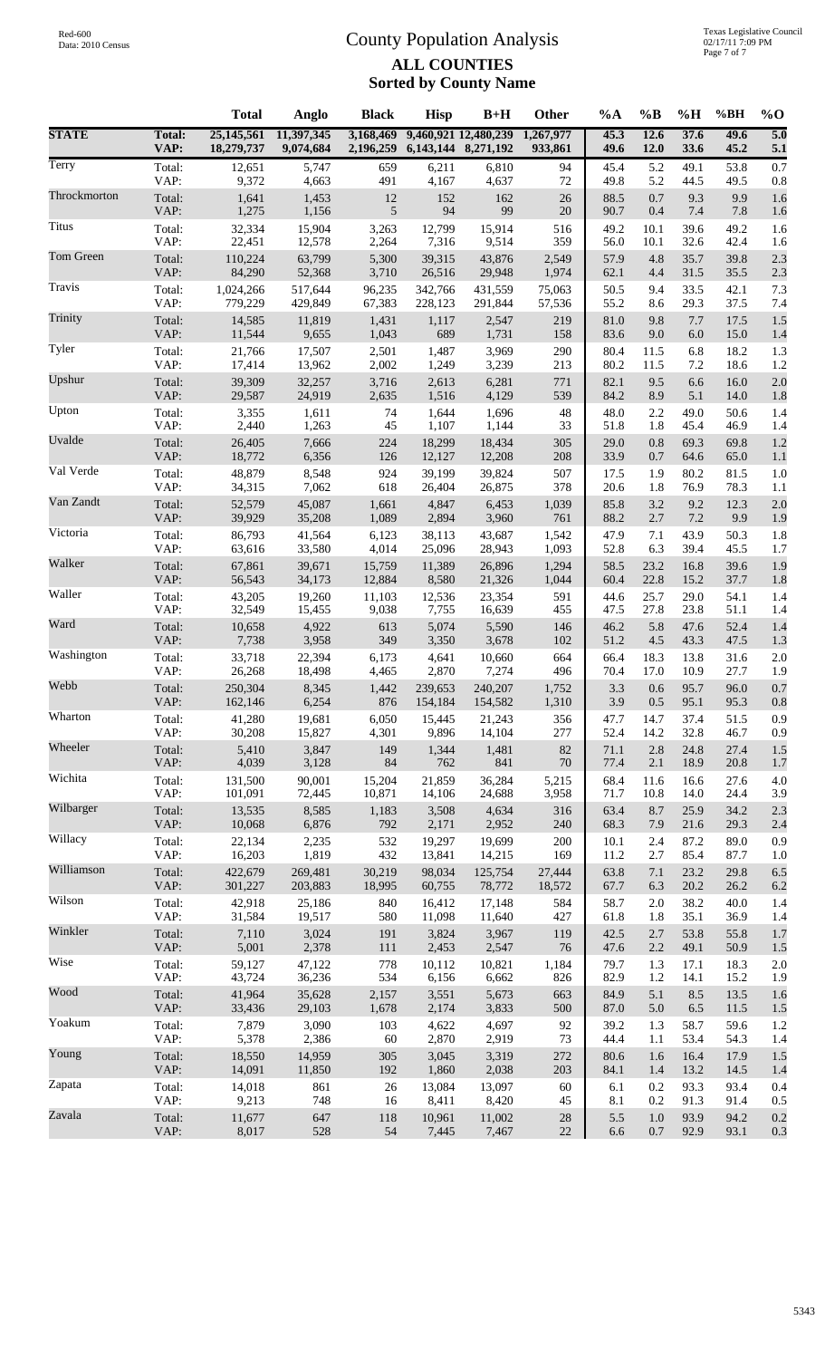# County Population Analysis

## ALL COUNTIES
## Sorted by County Name

Red-600
Data: 2010 Census

Texas Legislative Council
02/17/11 7:09 PM

| | | Total | Anglo | Black | Hisp | B+H | Other | %A | %B | %H | %BH | %O |
|---|---|---|---|---|---|---|---|---|---|---|---|---|
| **STATE** | **Total:** | **25,145,561** | **11,397,345** | **3,168,469** | **9,460,921** | **12,480,239** | **1,267,977** | **45.3** | **12.6** | **37.6** | **49.6** | **5.0** |
| | **VAP:** | **18,279,737** | **9,074,684** | **2,196,259** | **6,143,144** | **8,271,192** | **933,861** | **49.6** | **12.0** | **33.6** | **45.2** | **5.1** |
| Terry | Total: | 12,651 | 5,747 | 659 | 6,211 | 6,810 | 94 | 45.4 | 5.2 | 49.1 | 53.8 | 0.7 |
| | VAP: | 9,372 | 4,663 | 491 | 4,167 | 4,637 | 72 | 49.8 | 5.2 | 44.5 | 49.5 | 0.8 |
| Throckmorton | Total: | 1,641 | 1,453 | 12 | 152 | 162 | 26 | 88.5 | 0.7 | 9.3 | 9.9 | 1.6 |
| | VAP: | 1,275 | 1,156 | 5 | 94 | 99 | 20 | 90.7 | 0.4 | 7.4 | 7.8 | 1.6 |
| Titus | Total: | 32,334 | 15,904 | 3,263 | 12,799 | 15,914 | 516 | 49.2 | 10.1 | 39.6 | 49.2 | 1.6 |
| | VAP: | 22,451 | 12,578 | 2,264 | 7,316 | 9,514 | 359 | 56.0 | 10.1 | 32.6 | 42.4 | 1.6 |
| Tom Green | Total: | 110,224 | 63,799 | 5,300 | 39,315 | 43,876 | 2,549 | 57.9 | 4.8 | 35.7 | 39.8 | 2.3 |
| | VAP: | 84,290 | 52,368 | 3,710 | 26,516 | 29,948 | 1,974 | 62.1 | 4.4 | 31.5 | 35.5 | 2.3 |
| Travis | Total: | 1,024,266 | 517,644 | 96,235 | 342,766 | 431,559 | 75,063 | 50.5 | 9.4 | 33.5 | 42.1 | 7.3 |
| | VAP: | 779,229 | 429,849 | 67,383 | 228,123 | 291,844 | 57,536 | 55.2 | 8.6 | 29.3 | 37.5 | 7.4 |
| Trinity | Total: | 14,585 | 11,819 | 1,431 | 1,117 | 2,547 | 219 | 81.0 | 9.8 | 7.7 | 17.5 | 1.5 |
| | VAP: | 11,544 | 9,655 | 1,043 | 689 | 1,731 | 158 | 83.6 | 9.0 | 6.0 | 15.0 | 1.4 |
| Tyler | Total: | 21,766 | 17,507 | 2,501 | 1,487 | 3,969 | 290 | 80.4 | 11.5 | 6.8 | 18.2 | 1.3 |
| | VAP: | 17,414 | 13,962 | 2,002 | 1,249 | 3,239 | 213 | 80.2 | 11.5 | 7.2 | 18.6 | 1.2 |
| Upshur | Total: | 39,309 | 32,257 | 3,716 | 2,613 | 6,281 | 771 | 82.1 | 9.5 | 6.6 | 16.0 | 2.0 |
| | VAP: | 29,587 | 24,919 | 2,635 | 1,516 | 4,129 | 539 | 84.2 | 8.9 | 5.1 | 14.0 | 1.8 |
| Upton | Total: | 3,355 | 1,611 | 74 | 1,644 | 1,696 | 48 | 48.0 | 2.2 | 49.0 | 50.6 | 1.4 |
| | VAP: | 2,440 | 1,263 | 45 | 1,107 | 1,144 | 33 | 51.8 | 1.8 | 45.4 | 46.9 | 1.4 |
| Uvalde | Total: | 26,405 | 7,666 | 224 | 18,299 | 18,434 | 305 | 29.0 | 0.8 | 69.3 | 69.8 | 1.2 |
| | VAP: | 18,772 | 6,356 | 126 | 12,127 | 12,208 | 208 | 33.9 | 0.7 | 64.6 | 65.0 | 1.1 |
| Val Verde | Total: | 48,879 | 8,548 | 924 | 39,199 | 39,824 | 507 | 17.5 | 1.9 | 80.2 | 81.5 | 1.0 |
| | VAP: | 34,315 | 7,062 | 618 | 26,404 | 26,875 | 378 | 20.6 | 1.8 | 76.9 | 78.3 | 1.1 |
| Van Zandt | Total: | 52,579 | 45,087 | 1,661 | 4,847 | 6,453 | 1,039 | 85.8 | 3.2 | 9.2 | 12.3 | 2.0 |
| | VAP: | 39,929 | 35,208 | 1,089 | 2,894 | 3,960 | 761 | 88.2 | 2.7 | 7.2 | 9.9 | 1.9 |
| Victoria | Total: | 86,793 | 41,564 | 6,123 | 38,113 | 43,687 | 1,542 | 47.9 | 7.1 | 43.9 | 50.3 | 1.8 |
| | VAP: | 63,616 | 33,580 | 4,014 | 25,096 | 28,943 | 1,093 | 52.8 | 6.3 | 39.4 | 45.5 | 1.7 |
| Walker | Total: | 67,861 | 39,671 | 15,759 | 11,389 | 26,896 | 1,294 | 58.5 | 23.2 | 16.8 | 39.6 | 1.9 |
| | VAP: | 56,543 | 34,173 | 12,884 | 8,580 | 21,326 | 1,044 | 60.4 | 22.8 | 15.2 | 37.7 | 1.8 |
| Waller | Total: | 43,205 | 19,260 | 11,103 | 12,536 | 23,354 | 591 | 44.6 | 25.7 | 29.0 | 54.1 | 1.4 |
| | VAP: | 32,549 | 15,455 | 9,038 | 7,755 | 16,639 | 455 | 47.5 | 27.8 | 23.8 | 51.1 | 1.4 |
| Ward | Total: | 10,658 | 4,922 | 613 | 5,074 | 5,590 | 146 | 46.2 | 5.8 | 47.6 | 52.4 | 1.4 |
| | VAP: | 7,738 | 3,958 | 349 | 3,350 | 3,678 | 102 | 51.2 | 4.5 | 43.3 | 47.5 | 1.3 |
| Washington | Total: | 33,718 | 22,394 | 6,173 | 4,641 | 10,660 | 664 | 66.4 | 18.3 | 13.8 | 31.6 | 2.0 |
| | VAP: | 26,268 | 18,498 | 4,465 | 2,870 | 7,274 | 496 | 70.4 | 17.0 | 10.9 | 27.7 | 1.9 |
| Webb | Total: | 250,304 | 8,345 | 1,442 | 239,653 | 240,207 | 1,752 | 3.3 | 0.6 | 95.7 | 96.0 | 0.7 |
| | VAP: | 162,146 | 6,254 | 876 | 154,184 | 154,582 | 1,310 | 3.9 | 0.5 | 95.1 | 95.3 | 0.8 |
| Wharton | Total: | 41,280 | 19,681 | 6,050 | 15,445 | 21,243 | 356 | 47.7 | 14.7 | 37.4 | 51.5 | 0.9 |
| | VAP: | 30,208 | 15,827 | 4,301 | 9,896 | 14,104 | 277 | 52.4 | 14.2 | 32.8 | 46.7 | 0.9 |
| Wheeler | Total: | 5,410 | 3,847 | 149 | 1,344 | 1,481 | 82 | 71.1 | 2.8 | 24.8 | 27.4 | 1.5 |
| | VAP: | 4,039 | 3,128 | 84 | 762 | 841 | 70 | 77.4 | 2.1 | 18.9 | 20.8 | 1.7 |
| Wichita | Total: | 131,500 | 90,001 | 15,204 | 21,859 | 36,284 | 5,215 | 68.4 | 11.6 | 16.6 | 27.6 | 4.0 |
| | VAP: | 101,091 | 72,445 | 10,871 | 14,106 | 24,688 | 3,958 | 71.7 | 10.8 | 14.0 | 24.4 | 3.9 |
| Wilbarger | Total: | 13,535 | 8,585 | 1,183 | 3,508 | 4,634 | 316 | 63.4 | 8.7 | 25.9 | 34.2 | 2.3 |
| | VAP: | 10,068 | 6,876 | 792 | 2,171 | 2,952 | 240 | 68.3 | 7.9 | 21.6 | 29.3 | 2.4 |
| Willacy | Total: | 22,134 | 2,235 | 532 | 19,297 | 19,699 | 200 | 10.1 | 2.4 | 87.2 | 89.0 | 0.9 |
| | VAP: | 16,203 | 1,819 | 432 | 13,841 | 14,215 | 169 | 11.2 | 2.7 | 85.4 | 87.7 | 1.0 |
| Williamson | Total: | 422,679 | 269,481 | 30,219 | 98,034 | 125,754 | 27,444 | 63.8 | 7.1 | 23.2 | 29.8 | 6.5 |
| | VAP: | 301,227 | 203,883 | 18,995 | 60,755 | 78,772 | 18,572 | 67.7 | 6.3 | 20.2 | 26.2 | 6.2 |
| Wilson | Total: | 42,918 | 25,186 | 840 | 16,412 | 17,148 | 584 | 58.7 | 2.0 | 38.2 | 40.0 | 1.4 |
| | VAP: | 31,584 | 19,517 | 580 | 11,098 | 11,640 | 427 | 61.8 | 1.8 | 35.1 | 36.9 | 1.4 |
| Winkler | Total: | 7,110 | 3,024 | 191 | 3,824 | 3,967 | 119 | 42.5 | 2.7 | 53.8 | 55.8 | 1.7 |
| | VAP: | 5,001 | 2,378 | 111 | 2,453 | 2,547 | 76 | 47.6 | 2.2 | 49.1 | 50.9 | 1.5 |
| Wise | Total: | 59,127 | 47,122 | 778 | 10,112 | 10,821 | 1,184 | 79.7 | 1.3 | 17.1 | 18.3 | 2.0 |
| | VAP: | 43,724 | 36,236 | 534 | 6,156 | 6,662 | 826 | 82.9 | 1.2 | 14.1 | 15.2 | 1.9 |
| Wood | Total: | 41,964 | 35,628 | 2,157 | 3,551 | 5,673 | 663 | 84.9 | 5.1 | 8.5 | 13.5 | 1.6 |
| | VAP: | 33,436 | 29,103 | 1,678 | 2,174 | 3,833 | 500 | 87.0 | 5.0 | 6.5 | 11.5 | 1.5 |
| Yoakum | Total: | 7,879 | 3,090 | 103 | 4,622 | 4,697 | 92 | 39.2 | 1.3 | 58.7 | 59.6 | 1.2 |
| | VAP: | 5,378 | 2,386 | 60 | 2,870 | 2,919 | 73 | 44.4 | 1.1 | 53.4 | 54.3 | 1.4 |
| Young | Total: | 18,550 | 14,959 | 305 | 3,045 | 3,319 | 272 | 80.6 | 1.6 | 16.4 | 17.9 | 1.5 |
| | VAP: | 14,091 | 11,850 | 192 | 1,860 | 2,038 | 203 | 84.1 | 1.4 | 13.2 | 14.5 | 1.4 |
| Zapata | Total: | 14,018 | 861 | 26 | 13,084 | 13,097 | 60 | 6.1 | 0.2 | 93.3 | 93.4 | 0.4 |
| | VAP: | 9,213 | 748 | 16 | 8,411 | 8,420 | 45 | 8.1 | 0.2 | 91.3 | 91.4 | 0.5 |
| Zavala | Total: | 11,677 | 647 | 118 | 10,961 | 11,002 | 28 | 5.5 | 1.0 | 93.9 | 94.2 | 0.2 |
| | VAP: | 8,017 | 528 | 54 | 7,445 | 7,467 | 22 | 6.6 | 0.7 | 92.9 | 93.1 | 0.3 |

5343